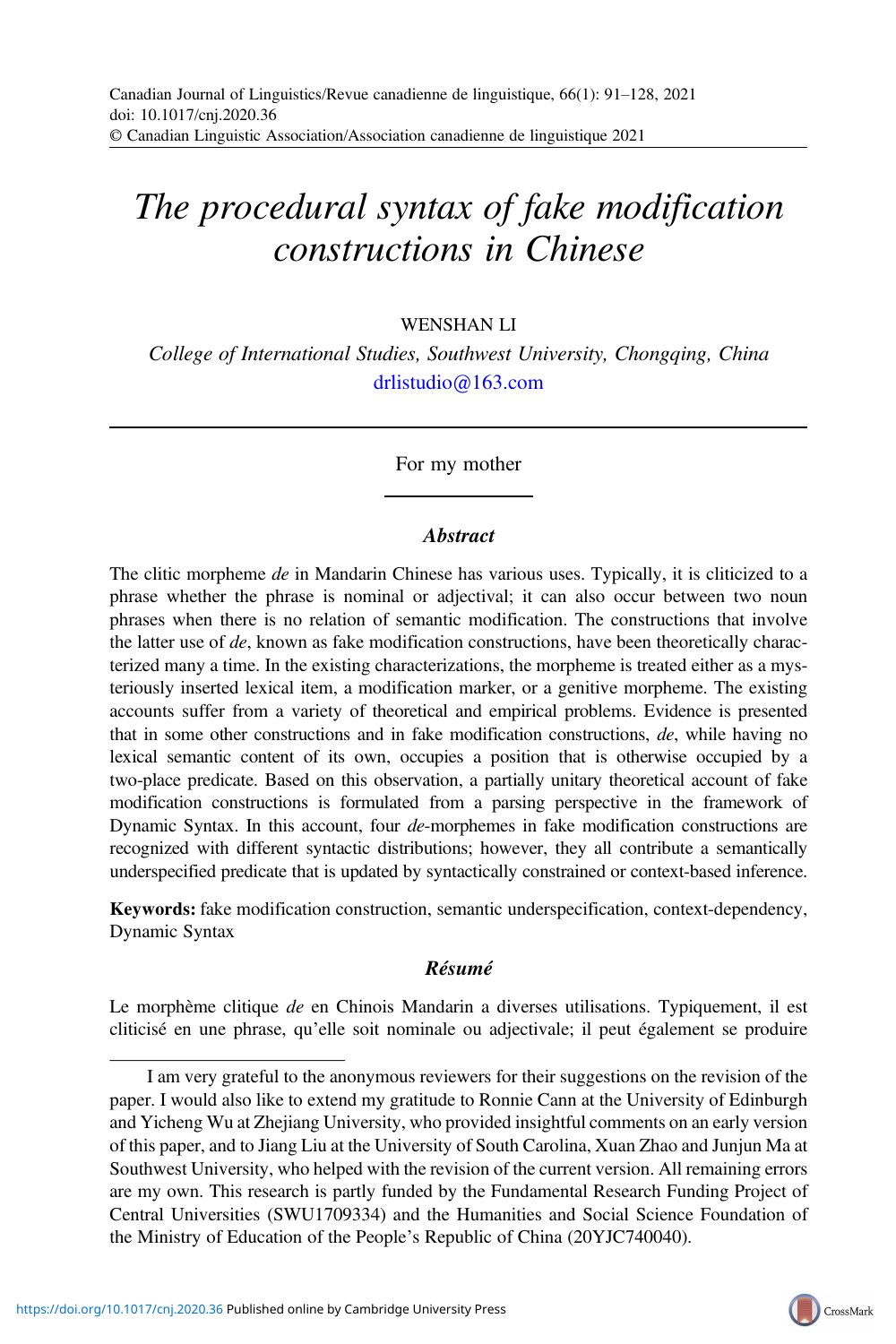# *The procedural syntax of fake modification constructions in Chinese*

WENSHAN LI

*College of International Studies, Southwest University, Chongqing, China*
drlistudio@163.com

For my mother

### *Abstract*

The clitic morpheme *de* in Mandarin Chinese has various uses. Typically, it is cliticized to a phrase whether the phrase is nominal or adjectival; it can also occur between two noun phrases when there is no relation of semantic modification. The constructions that involve the latter use of *de*, known as fake modification constructions, have been theoretically characterized many a time. In the existing characterizations, the morpheme is treated either as a mysteriously inserted lexical item, a modification marker, or a genitive morpheme. The existing accounts suffer from a variety of theoretical and empirical problems. Evidence is presented that in some other constructions and in fake modification constructions, *de*, while having no lexical semantic content of its own, occupies a position that is otherwise occupied by a two-place predicate. Based on this observation, a partially unitary theoretical account of fake modification constructions is formulated from a parsing perspective in the framework of Dynamic Syntax. In this account, four *de*-morphemes in fake modification constructions are recognized with different syntactic distributions; however, they all contribute a semantically underspecified predicate that is updated by syntactically constrained or context-based inference.

**Keywords:** fake modification construction, semantic underspecification, context-dependency, Dynamic Syntax

### *Résumé*

Le morphème clitique *de* en Chinois Mandarin a diverses utilisations. Typiquement, il est cliticisé en une phrase, qu'elle soit nominale ou adjectivale; il peut également se produire

---

I am very grateful to the anonymous reviewers for their suggestions on the revision of the paper. I would also like to extend my gratitude to Ronnie Cann at the University of Edinburgh and Yicheng Wu at Zhejiang University, who provided insightful comments on an early version of this paper, and to Jiang Liu at the University of South Carolina, Xuan Zhao and Junjun Ma at Southwest University, who helped with the revision of the current version. All remaining errors are my own. This research is partly funded by the Fundamental Research Funding Project of Central Universities (SWU1709334) and the Humanities and Social Science Foundation of the Ministry of Education of the People's Republic of China (20YJC740040).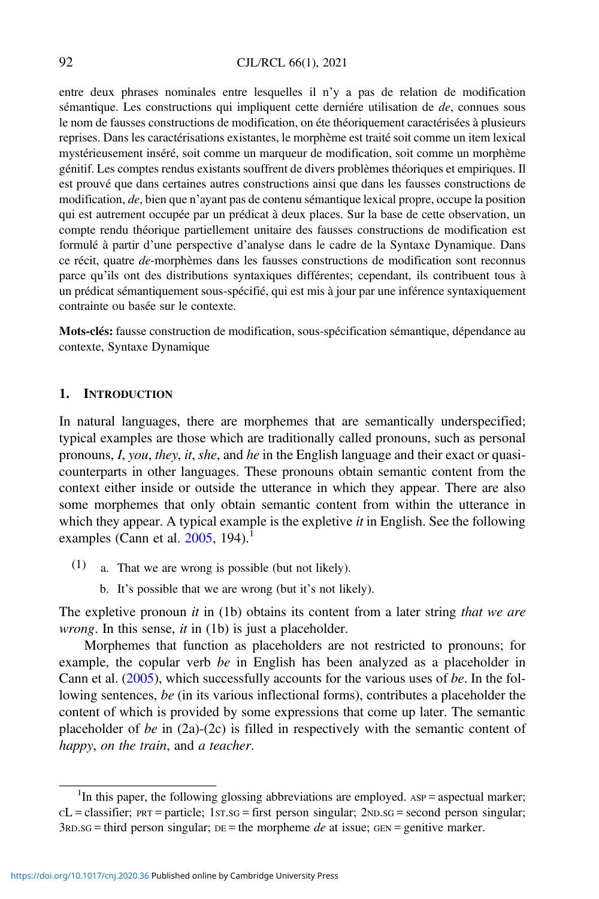entre deux phrases nominales entre lesquelles il n'y a pas de relation de modification sémantique. Les constructions qui impliquent cette derniére utilisation de *de*, connues sous le nom de fausses constructions de modification, on éte théoriquement caractérisées à plusieurs reprises. Dans les caractérisations existantes, le morphème est traité soit comme un item lexical mystérieusement inséré, soit comme un marqueur de modification, soit comme un morphème génitif. Les comptes rendus existants souffrent de divers problèmes théoriques et empiriques. Il est prouvé que dans certaines autres constructions ainsi que dans les fausses constructions de modification, *de*, bien que n'ayant pas de contenu sémantique lexical propre, occupe la position qui est autrement occupée par un prédicat à deux places. Sur la base de cette observation, un compte rendu théorique partiellement unitaire des fausses constructions de modification est formulé à partir d'une perspective d'analyse dans le cadre de la Syntaxe Dynamique. Dans ce récit, quatre *de*-morphèmes dans les fausses constructions de modification sont reconnus parce qu'ils ont des distributions syntaxiques différentes; cependant, ils contribuent tous à un prédicat sémantiquement sous-spécifié, qui est mis à jour par une inférence syntaxiquement contrainte ou basée sur le contexte.

**Mots-clés:** fausse construction de modification, sous-spécification sémantique, dépendance au contexte, Syntaxe Dynamique

## 1. Introduction

In natural languages, there are morphemes that are semantically underspecified; typical examples are those which are traditionally called pronouns, such as personal pronouns, *I*, *you*, *they*, *it*, *she*, and *he* in the English language and their exact or quasi-counterparts in other languages. These pronouns obtain semantic content from the context either inside or outside the utterance in which they appear. There are also some morphemes that only obtain semantic content from within the utterance in which they appear. A typical example is the expletive *it* in English. See the following examples (Cann et al. 2005, 194).[1]

(1) a. That we are wrong is possible (but not likely).

b. It's possible that we are wrong (but it's not likely).

The expletive pronoun *it* in (1b) obtains its content from a later string *that we are wrong*. In this sense, *it* in (1b) is just a placeholder.

Morphemes that function as placeholders are not restricted to pronouns; for example, the copular verb *be* in English has been analyzed as a placeholder in Cann et al. (2005), which successfully accounts for the various uses of *be*. In the following sentences, *be* (in its various inflectional forms), contributes a placeholder the content of which is provided by some expressions that come up later. The semantic placeholder of *be* in (2a)-(2c) is filled in respectively with the semantic content of *happy*, *on the train*, and *a teacher*.

[1]In this paper, the following glossing abbreviations are employed. ASP = aspectual marker; CL = classifier; PRT = particle; 1ST.SG = first person singular; 2ND.SG = second person singular; 3RD.SG = third person singular; DE = the morpheme *de* at issue; GEN = genitive marker.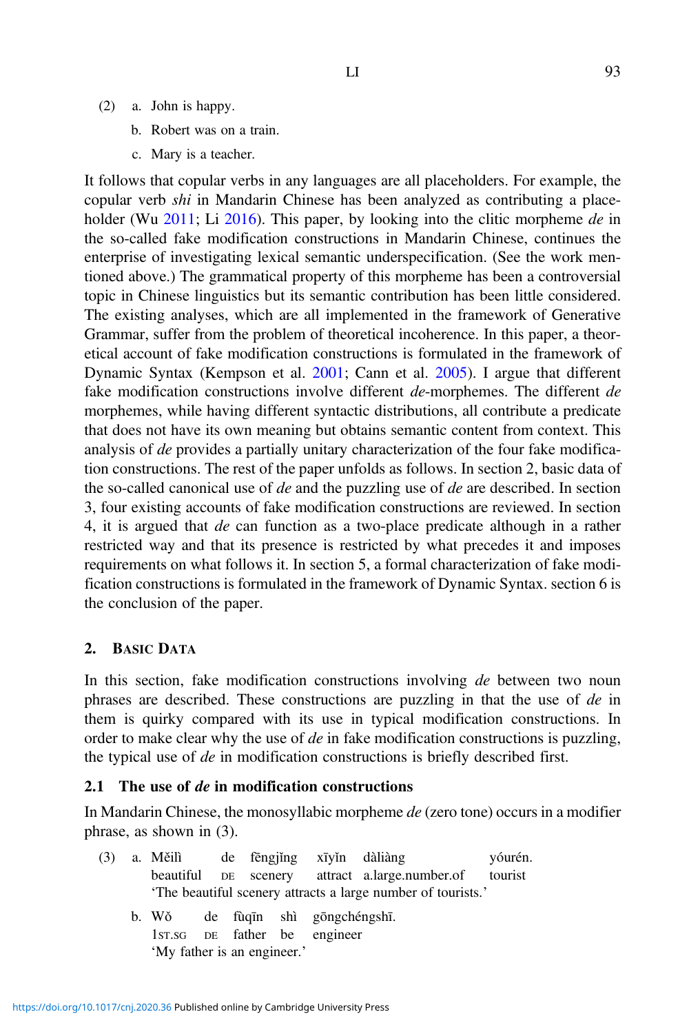(2) a. John is happy.

b. Robert was on a train.

c. Mary is a teacher.

It follows that copular verbs in any languages are all placeholders. For example, the copular verb *shi* in Mandarin Chinese has been analyzed as contributing a placeholder (Wu 2011; Li 2016). This paper, by looking into the clitic morpheme *de* in the so-called fake modification constructions in Mandarin Chinese, continues the enterprise of investigating lexical semantic underspecification. (See the work mentioned above.) The grammatical property of this morpheme has been a controversial topic in Chinese linguistics but its semantic contribution has been little considered. The existing analyses, which are all implemented in the framework of Generative Grammar, suffer from the problem of theoretical incoherence. In this paper, a theoretical account of fake modification constructions is formulated in the framework of Dynamic Syntax (Kempson et al. 2001; Cann et al. 2005). I argue that different fake modification constructions involve different *de*-morphemes. The different *de* morphemes, while having different syntactic distributions, all contribute a predicate that does not have its own meaning but obtains semantic content from context. This analysis of *de* provides a partially unitary characterization of the four fake modification constructions. The rest of the paper unfolds as follows. In section 2, basic data of the so-called canonical use of *de* and the puzzling use of *de* are described. In section 3, four existing accounts of fake modification constructions are reviewed. In section 4, it is argued that *de* can function as a two-place predicate although in a rather restricted way and that its presence is restricted by what precedes it and imposes requirements on what follows it. In section 5, a formal characterization of fake modification constructions is formulated in the framework of Dynamic Syntax. section 6 is the conclusion of the paper.

## 2. Basic Data

In this section, fake modification constructions involving *de* between two noun phrases are described. These constructions are puzzling in that the use of *de* in them is quirky compared with its use in typical modification constructions. In order to make clear why the use of *de* in fake modification constructions is puzzling, the typical use of *de* in modification constructions is briefly described first.

### 2.1 The use of *de* in modification constructions

In Mandarin Chinese, the monosyllabic morpheme *de* (zero tone) occurs in a modifier phrase, as shown in (3).

(3) a. Měilì de fēngjǐng xīyǐn dàliàng yóurén.
beautiful DE scenery attract a.large.number.of tourist
'The beautiful scenery attracts a large number of tourists.'

b. Wǒ de fùqīn shì gōngchéngshī.
1ST.SG DE father be engineer
'My father is an engineer.'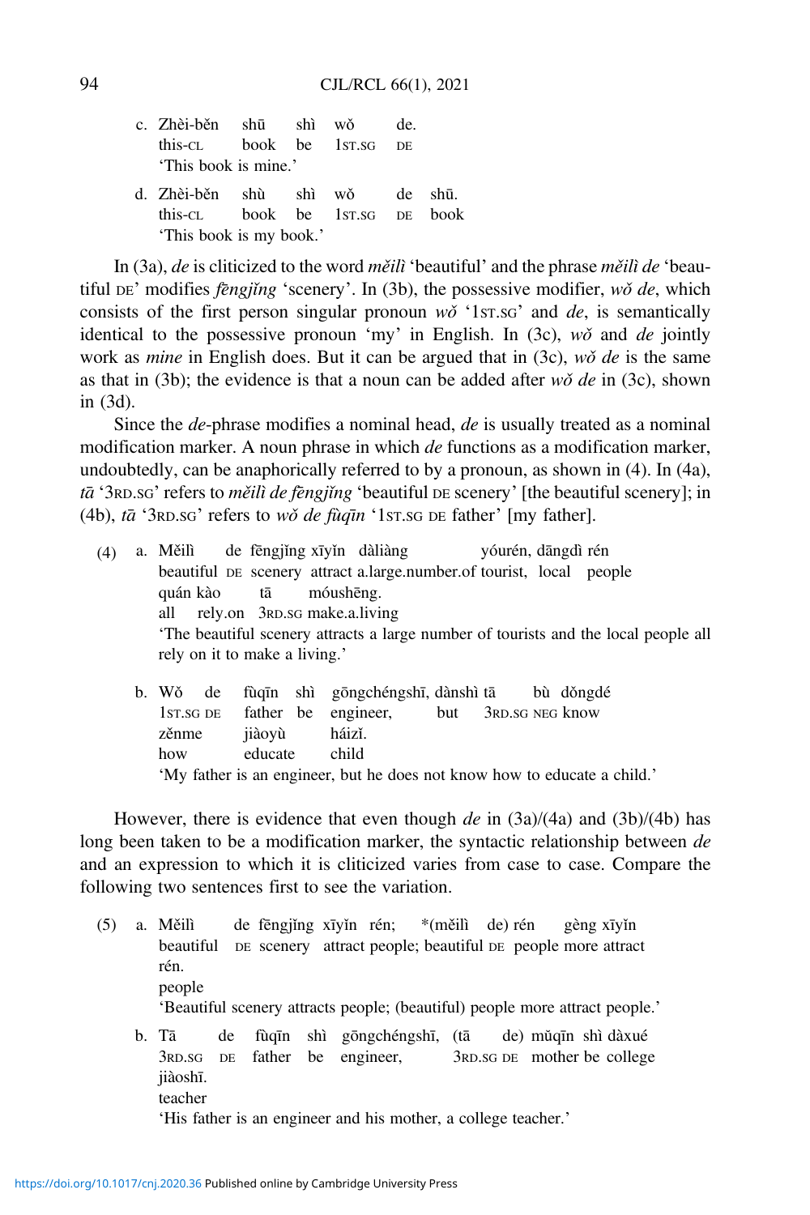c. Zhèi-běn shū shì wǒ de.
   this-CL book be 1ST.SG DE
   'This book is mine.'

d. Zhèi-běn shù shì wǒ de shū.
   this-CL book be 1ST.SG DE book
   'This book is my book.'

In (3a), *de* is cliticized to the word *měilì* 'beautiful' and the phrase *měilì de* 'beautiful DE' modifies *fēngjǐng* 'scenery'. In (3b), the possessive modifier, *wǒ de*, which consists of the first person singular pronoun *wǒ* '1ST.SG' and *de*, is semantically identical to the possessive pronoun 'my' in English. In (3c), *wǒ* and *de* jointly work as *mine* in English does. But it can be argued that in (3c), *wǒ de* is the same as that in (3b); the evidence is that a noun can be added after *wǒ de* in (3c), shown in (3d).

Since the *de*-phrase modifies a nominal head, *de* is usually treated as a nominal modification marker. A noun phrase in which *de* functions as a modification marker, undoubtedly, can be anaphorically referred to by a pronoun, as shown in (4). In (4a), *tā* '3RD.SG' refers to *měilì de fēngjǐng* 'beautiful DE scenery' [the beautiful scenery]; in (4b), *tā* '3RD.SG' refers to *wǒ de fùqīn* '1ST.SG DE father' [my father].

(4) a. Měilì de fēngjǐng xīyǐn dàliàng yóurén, dāngdì rén
       beautiful DE scenery attract a.large.number.of tourist, local people
       quán kào tā móushēng.
       all rely.on 3RD.SG make.a.living
       'The beautiful scenery attracts a large number of tourists and the local people all rely on it to make a living.'

    b. Wǒ de fùqīn shì gōngchéngshī, dànshì tā bù dǒngdé
       1ST.SG DE father be engineer, but 3RD.SG NEG know
       zěnme jiàoyù háizǐ.
       how educate child
       'My father is an engineer, but he does not know how to educate a child.'

However, there is evidence that even though *de* in (3a)/(4a) and (3b)/(4b) has long been taken to be a modification marker, the syntactic relationship between *de* and an expression to which it is cliticized varies from case to case. Compare the following two sentences first to see the variation.

(5) a. Měilì de fēngjǐng xīyǐn rén; *(měilì de) rén gèng xīyǐn
       beautiful DE scenery attract people; beautiful DE people more attract
       rén.
       people
       'Beautiful scenery attracts people; (beautiful) people more attract people.'

    b. Tā de fùqīn shì gōngchéngshī, (tā de) mǔqīn shì dàxué
       3RD.SG DE father be engineer, 3RD.SG DE mother be college
       jiàoshī.
       teacher
       'His father is an engineer and his mother, a college teacher.'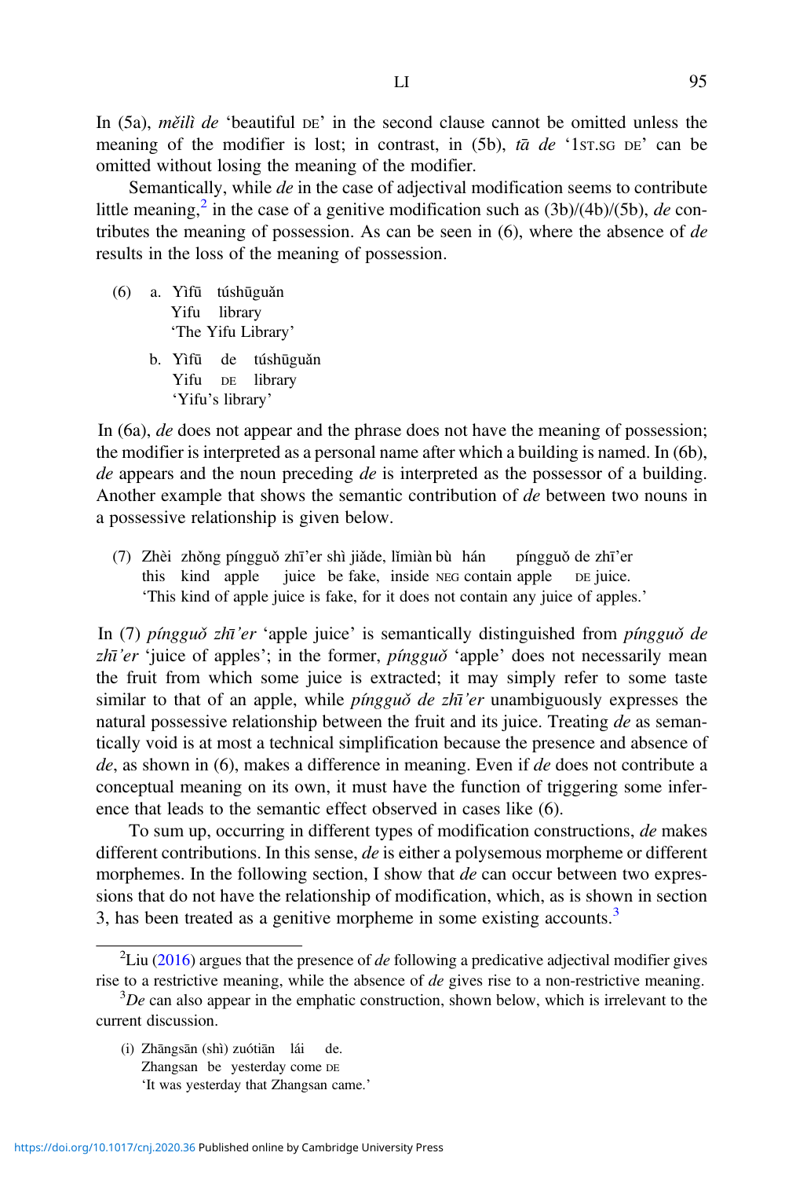In (5a), *měilì de* 'beautiful DE' in the second clause cannot be omitted unless the meaning of the modifier is lost; in contrast, in (5b), *tā de* '1ST.SG DE' can be omitted without losing the meaning of the modifier.

Semantically, while *de* in the case of adjectival modification seems to contribute little meaning,[2] in the case of a genitive modification such as (3b)/(4b)/(5b), *de* contributes the meaning of possession. As can be seen in (6), where the absence of *de* results in the loss of the meaning of possession.

(6) a. Yìfū túshūguǎn
   Yifu library
   'The Yifu Library'

   b. Yìfū de túshūguǎn
   Yifu DE library
   'Yifu's library'

In (6a), *de* does not appear and the phrase does not have the meaning of possession; the modifier is interpreted as a personal name after which a building is named. In (6b), *de* appears and the noun preceding *de* is interpreted as the possessor of a building. Another example that shows the semantic contribution of *de* between two nouns in a possessive relationship is given below.

(7) Zhèi zhǒng píngguǒ zhī'er shì jiǎde, lǐmiàn bù hán píngguǒ de zhī'er
   this kind apple juice be fake, inside NEG contain apple DE juice.
   'This kind of apple juice is fake, for it does not contain any juice of apples.'

In (7) *píngguǒ zhī'er* 'apple juice' is semantically distinguished from *píngguǒ de zhī'er* 'juice of apples'; in the former, *píngguǒ* 'apple' does not necessarily mean the fruit from which some juice is extracted; it may simply refer to some taste similar to that of an apple, while *píngguǒ de zhī'er* unambiguously expresses the natural possessive relationship between the fruit and its juice. Treating *de* as semantically void is at most a technical simplification because the presence and absence of *de*, as shown in (6), makes a difference in meaning. Even if *de* does not contribute a conceptual meaning on its own, it must have the function of triggering some inference that leads to the semantic effect observed in cases like (6).

To sum up, occurring in different types of modification constructions, *de* makes different contributions. In this sense, *de* is either a polysemous morpheme or different morphemes. In the following section, I show that *de* can occur between two expressions that do not have the relationship of modification, which, as is shown in section 3, has been treated as a genitive morpheme in some existing accounts.[3]

---

[2] Liu (2016) argues that the presence of *de* following a predicative adjectival modifier gives rise to a restrictive meaning, while the absence of *de* gives rise to a non-restrictive meaning.

[3] *De* can also appear in the emphatic construction, shown below, which is irrelevant to the current discussion.

(i) Zhāngsān (shì) zuótiān lái de.
   Zhangsan be yesterday come DE
   'It was yesterday that Zhangsan came.'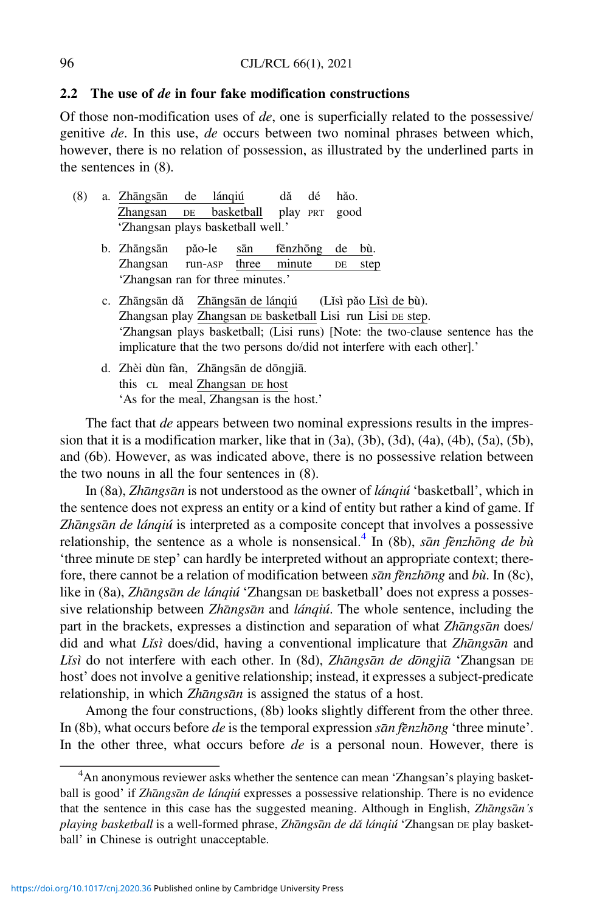## 2.2 The use of *de* in four fake modification constructions

Of those non-modification uses of *de*, one is superficially related to the possessive/genitive *de*. In this use, *de* occurs between two nominal phrases between which, however, there is no relation of possession, as illustrated by the underlined parts in the sentences in (8).

(8) a. <u>Zhāngsān de lánqiú</u> dǎ dé hǎo.
   <u>Zhangsan DE basketball</u> play PRT good
   'Zhangsan plays basketball well.'

b. Zhāngsān pǎo-le <u>sān fēnzhōng de bù</u>.
   Zhangsan run-ASP <u>three minute DE step</u>
   'Zhangsan ran for three minutes.'

c. Zhāngsān dǎ <u>Zhāngsān de lánqiú</u> (Lǐsì pǎo <u>Lǐsì de bù</u>).
   Zhangsan play <u>Zhangsan DE basketball</u> Lisi run <u>Lisi DE step</u>.
   'Zhangsan plays basketball; (Lisi runs) [Note: the two-clause sentence has the implicature that the two persons do/did not interfere with each other].'

d. Zhèi dùn fàn, <u>Zhāngsān de dōngjiā</u>.
   this CL meal <u>Zhangsan DE host</u>
   'As for the meal, Zhangsan is the host.'

The fact that *de* appears between two nominal expressions results in the impression that it is a modification marker, like that in (3a), (3b), (3d), (4a), (4b), (5a), (5b), and (6b). However, as was indicated above, there is no possessive relation between the two nouns in all the four sentences in (8).

In (8a), *Zhāngsān* is not understood as the owner of *lánqiú* 'basketball', which in the sentence does not express an entity or a kind of entity but rather a kind of game. If *Zhāngsān de lánqiú* is interpreted as a composite concept that involves a possessive relationship, the sentence as a whole is nonsensical.[4] In (8b), *sān fēnzhōng de bù* 'three minute DE step' can hardly be interpreted without an appropriate context; therefore, there cannot be a relation of modification between *sān fēnzhōng* and *bù*. In (8c), like in (8a), *Zhāngsān de lánqiú* 'Zhangsan DE basketball' does not express a possessive relationship between *Zhāngsān* and *lánqiú*. The whole sentence, including the part in the brackets, expresses a distinction and separation of what *Zhāngsān* does/did and what *Lǐsì* does/did, having a conventional implicature that *Zhāngsān* and *Lǐsì* do not interfere with each other. In (8d), *Zhāngsān de dōngjiā* 'Zhangsan DE host' does not involve a genitive relationship; instead, it expresses a subject-predicate relationship, in which *Zhāngsān* is assigned the status of a host.

Among the four constructions, (8b) looks slightly different from the other three. In (8b), what occurs before *de* is the temporal expression *sān fēnzhōng* 'three minute'. In the other three, what occurs before *de* is a personal noun. However, there is

[4] An anonymous reviewer asks whether the sentence can mean 'Zhangsan's playing basketball is good' if *Zhāngsān de lánqiú* expresses a possessive relationship. There is no evidence that the sentence in this case has the suggested meaning. Although in English, *Zhāngsān's playing basketball* is a well-formed phrase, *Zhāngsān de dǎ lánqiú* 'Zhangsan DE play basketball' in Chinese is outright unacceptable.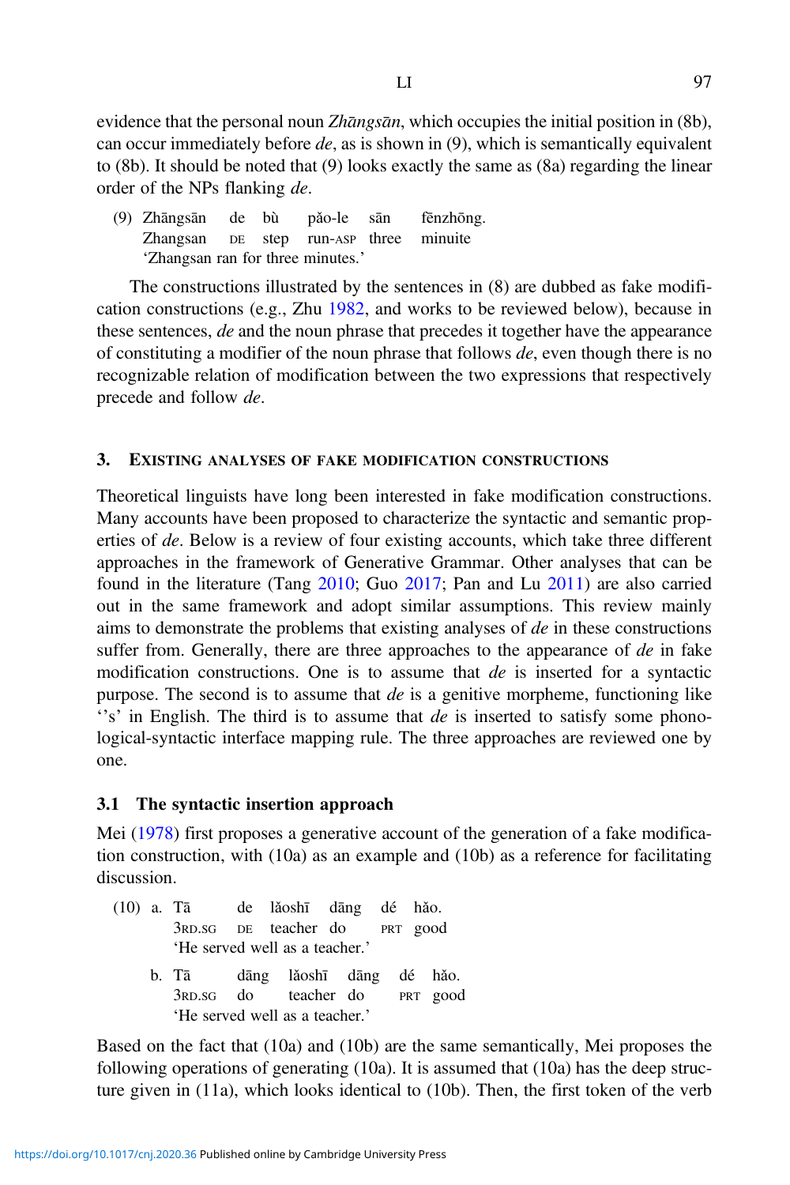evidence that the personal noun *Zhāngsān*, which occupies the initial position in (8b), can occur immediately before *de*, as is shown in (9), which is semantically equivalent to (8b). It should be noted that (9) looks exactly the same as (8a) regarding the linear order of the NPs flanking *de*.

(9) Zhāngsān de bù pǎo-le sān fēnzhōng.
    Zhangsan DE step run-ASP three minuite
    'Zhangsan ran for three minutes.'

The constructions illustrated by the sentences in (8) are dubbed as fake modification constructions (e.g., Zhu 1982, and works to be reviewed below), because in these sentences, *de* and the noun phrase that precedes it together have the appearance of constituting a modifier of the noun phrase that follows *de*, even though there is no recognizable relation of modification between the two expressions that respectively precede and follow *de*.

## 3. Existing analyses of fake modification constructions

Theoretical linguists have long been interested in fake modification constructions. Many accounts have been proposed to characterize the syntactic and semantic properties of *de*. Below is a review of four existing accounts, which take three different approaches in the framework of Generative Grammar. Other analyses that can be found in the literature (Tang 2010; Guo 2017; Pan and Lu 2011) are also carried out in the same framework and adopt similar assumptions. This review mainly aims to demonstrate the problems that existing analyses of *de* in these constructions suffer from. Generally, there are three approaches to the appearance of *de* in fake modification constructions. One is to assume that *de* is inserted for a syntactic purpose. The second is to assume that *de* is a genitive morpheme, functioning like ''s' in English. The third is to assume that *de* is inserted to satisfy some phonological-syntactic interface mapping rule. The three approaches are reviewed one by one.

### 3.1 The syntactic insertion approach

Mei (1978) first proposes a generative account of the generation of a fake modification construction, with (10a) as an example and (10b) as a reference for facilitating discussion.

(10) a. Tā de lǎoshī dāng dé hǎo.
        3RD.SG DE teacher do PRT good
        'He served well as a teacher.'

     b. Tā dāng lǎoshī dāng dé hǎo.
        3RD.SG do teacher do PRT good
        'He served well as a teacher.'

Based on the fact that (10a) and (10b) are the same semantically, Mei proposes the following operations of generating (10a). It is assumed that (10a) has the deep structure given in (11a), which looks identical to (10b). Then, the first token of the verb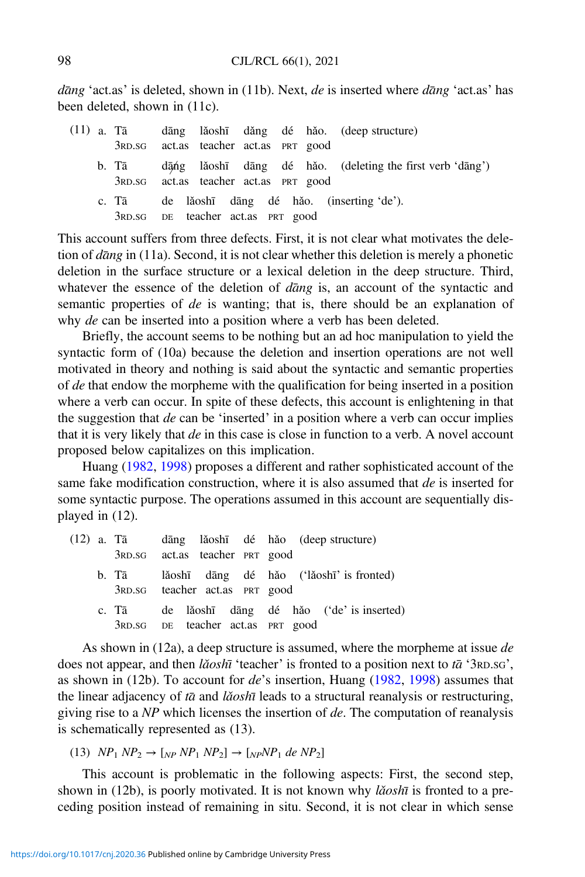*dāng* 'act.as' is deleted, shown in (11b). Next, *de* is inserted where *dāng* 'act.as' has been deleted, shown in (11c).

(11) a. Tā dāng lǎoshī dǎng dé hǎo. (deep structure)
3RD.SG act.as teacher act.as PRT good

b. Tā d̸ā̸n̸g̸ lǎoshī dāng dé hǎo. (deleting the first verb 'dāng')
3RD.SG act.as teacher act.as PRT good

c. Tā de lǎoshī dāng dé hǎo. (inserting 'de').
3RD.SG DE teacher act.as PRT good

This account suffers from three defects. First, it is not clear what motivates the deletion of *dāng* in (11a). Second, it is not clear whether this deletion is merely a phonetic deletion in the surface structure or a lexical deletion in the deep structure. Third, whatever the essence of the deletion of *dāng* is, an account of the syntactic and semantic properties of *de* is wanting; that is, there should be an explanation of why *de* can be inserted into a position where a verb has been deleted.

Briefly, the account seems to be nothing but an ad hoc manipulation to yield the syntactic form of (10a) because the deletion and insertion operations are not well motivated in theory and nothing is said about the syntactic and semantic properties of *de* that endow the morpheme with the qualification for being inserted in a position where a verb can occur. In spite of these defects, this account is enlightening in that the suggestion that *de* can be 'inserted' in a position where a verb can occur implies that it is very likely that *de* in this case is close in function to a verb. A novel account proposed below capitalizes on this implication.

Huang (1982, 1998) proposes a different and rather sophisticated account of the same fake modification construction, where it is also assumed that *de* is inserted for some syntactic purpose. The operations assumed in this account are sequentially displayed in (12).

(12) a. Tā dāng lǎoshī dé hǎo (deep structure)
3RD.SG act.as teacher PRT good

b. Tā lǎoshī dāng dé hǎo ('lǎoshī' is fronted)
3RD.SG teacher act.as PRT good

c. Tā de lǎoshī dāng dé hǎo ('de' is inserted)
3RD.SG DE teacher act.as PRT good

As shown in (12a), a deep structure is assumed, where the morpheme at issue *de* does not appear, and then *lǎoshī* 'teacher' is fronted to a position next to *tā* '3RD.SG', as shown in (12b). To account for *de*'s insertion, Huang (1982, 1998) assumes that the linear adjacency of *tā* and *lǎoshī* leads to a structural reanalysis or restructuring, giving rise to a *NP* which licenses the insertion of *de*. The computation of reanalysis is schematically represented as (13).

(13) $NP_1\ NP_2 \rightarrow [_{NP}\ NP_1\ NP_2] \rightarrow [_{NP}NP_1\ de\ NP_2]$

This account is problematic in the following aspects: First, the second step, shown in (12b), is poorly motivated. It is not known why *lǎoshī* is fronted to a preceding position instead of remaining in situ. Second, it is not clear in which sense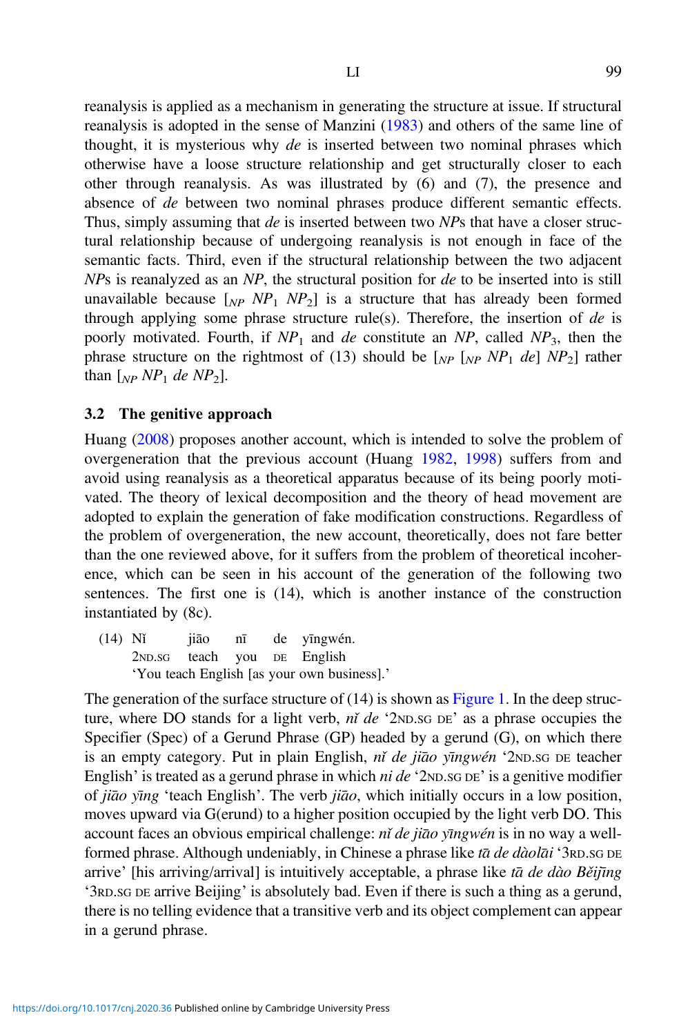reanalysis is applied as a mechanism in generating the structure at issue. If structural reanalysis is adopted in the sense of Manzini (1983) and others of the same line of thought, it is mysterious why *de* is inserted between two nominal phrases which otherwise have a loose structure relationship and get structurally closer to each other through reanalysis. As was illustrated by (6) and (7), the presence and absence of *de* between two nominal phrases produce different semantic effects. Thus, simply assuming that *de* is inserted between two *NP*s that have a closer structural relationship because of undergoing reanalysis is not enough in face of the semantic facts. Third, even if the structural relationship between the two adjacent *NP*s is reanalyzed as an *NP*, the structural position for *de* to be inserted into is still unavailable because $[_{NP}\ NP_1\ NP_2]$ is a structure that has already been formed through applying some phrase structure rule(s). Therefore, the insertion of *de* is poorly motivated. Fourth, if $NP_1$ and *de* constitute an *NP*, called $NP_3$, then the phrase structure on the rightmost of (13) should be $[_{NP}\ [_{NP}\ NP_1\ de]\ NP_2]$ rather than $[_{NP}\ NP_1\ de\ NP_2]$.

### 3.2 The genitive approach

Huang (2008) proposes another account, which is intended to solve the problem of overgeneration that the previous account (Huang 1982, 1998) suffers from and avoid using reanalysis as a theoretical apparatus because of its being poorly motivated. The theory of lexical decomposition and the theory of head movement are adopted to explain the generation of fake modification constructions. Regardless of the problem of overgeneration, the new account, theoretically, does not fare better than the one reviewed above, for it suffers from the problem of theoretical incoherence, which can be seen in his account of the generation of the following two sentences. The first one is (14), which is another instance of the construction instantiated by (8c).

(14) Nǐ jiāo nī de yīngwén.
 2ND.SG teach you DE English
 'You teach English [as your own business].'

The generation of the surface structure of (14) is shown as Figure 1. In the deep structure, where DO stands for a light verb, *nǐ de* '2ND.SG DE' as a phrase occupies the Specifier (Spec) of a Gerund Phrase (GP) headed by a gerund (G), on which there is an empty category. Put in plain English, *nǐ de jiāo yīngwén* '2ND.SG DE teacher English' is treated as a gerund phrase in which *ni de* '2ND.SG DE' is a genitive modifier of *jiāo yīng* 'teach English'. The verb *jiāo*, which initially occurs in a low position, moves upward via G(erund) to a higher position occupied by the light verb DO. This account faces an obvious empirical challenge: *nǐ de jiāo yīngwén* is in no way a well-formed phrase. Although undeniably, in Chinese a phrase like *tā de dàolāi* '3RD.SG DE arrive' [his arriving/arrival] is intuitively acceptable, a phrase like *tā de dào Běijīng* '3RD.SG DE arrive Beijing' is absolutely bad. Even if there is such a thing as a gerund, there is no telling evidence that a transitive verb and its object complement can appear in a gerund phrase.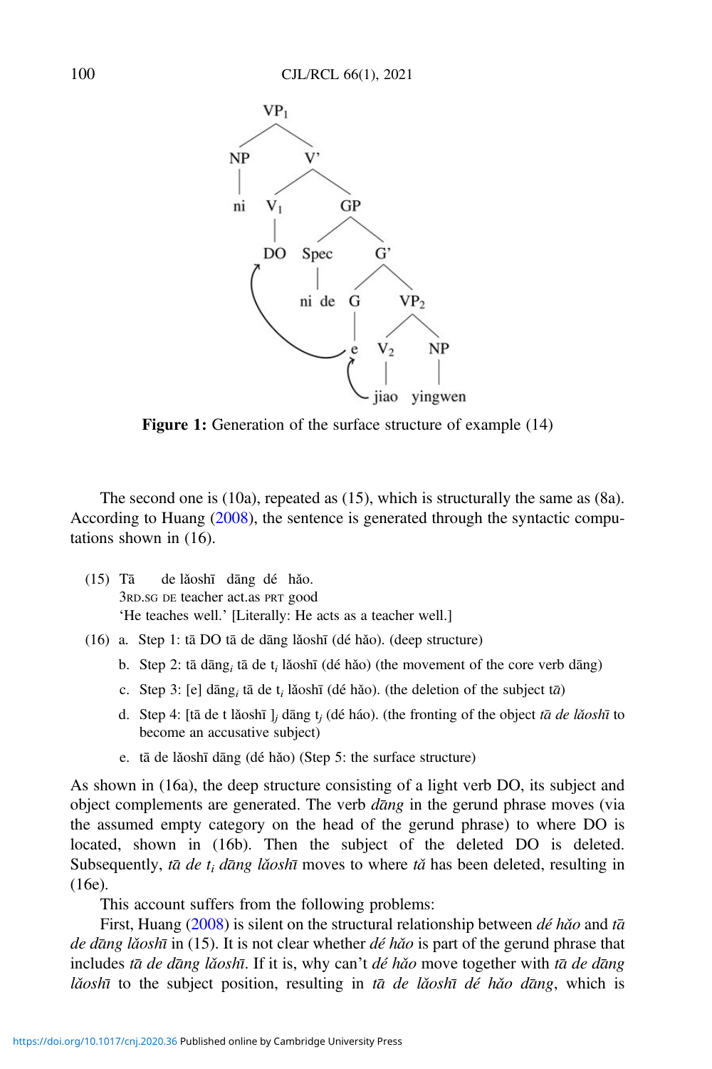**Figure 1:** Generation of the surface structure of example (14)

The second one is (10a), repeated as (15), which is structurally the same as (8a). According to Huang (2008), the sentence is generated through the syntactic computations shown in (16).

(15) Tā de lǎoshī dāng dé hǎo.
3RD.SG DE teacher act.as PRT good
'He teaches well.' [Literally: He acts as a teacher well.]

(16) a. Step 1: tā DO tā de dāng lǎoshī (dé hǎo). (deep structure)

b. Step 2: tā dāng$_i$ tā de $t_i$ lǎoshī (dé hǎo) (the movement of the core verb dāng)

c. Step 3: [e] dāng$_i$ tā de $t_i$ lǎoshī (dé hǎo). (the deletion of the subject *tā*)

d. Step 4: [tā de t lǎoshī ]$_j$ dāng $t_j$ (dé háo). (the fronting of the object *tā de lǎoshī* to become an accusative subject)

e. tā de lǎoshī dāng (dé hǎo) (Step 5: the surface structure)

As shown in (16a), the deep structure consisting of a light verb DO, its subject and object complements are generated. The verb *dāng* in the gerund phrase moves (via the assumed empty category on the head of the gerund phrase) to where DO is located, shown in (16b). Then the subject of the deleted DO is deleted. Subsequently, *tā de $t_i$ dāng lǎoshī* moves to where *tǎ* has been deleted, resulting in (16e).

This account suffers from the following problems:

First, Huang (2008) is silent on the structural relationship between *dé hǎo* and *tā de dāng lǎoshī* in (15). It is not clear whether *dé hǎo* is part of the gerund phrase that includes *tā de dāng lǎoshī*. If it is, why can't *dé hǎo* move together with *tā de dāng lǎoshī* to the subject position, resulting in *tā de lǎoshī dé hǎo dāng*, which is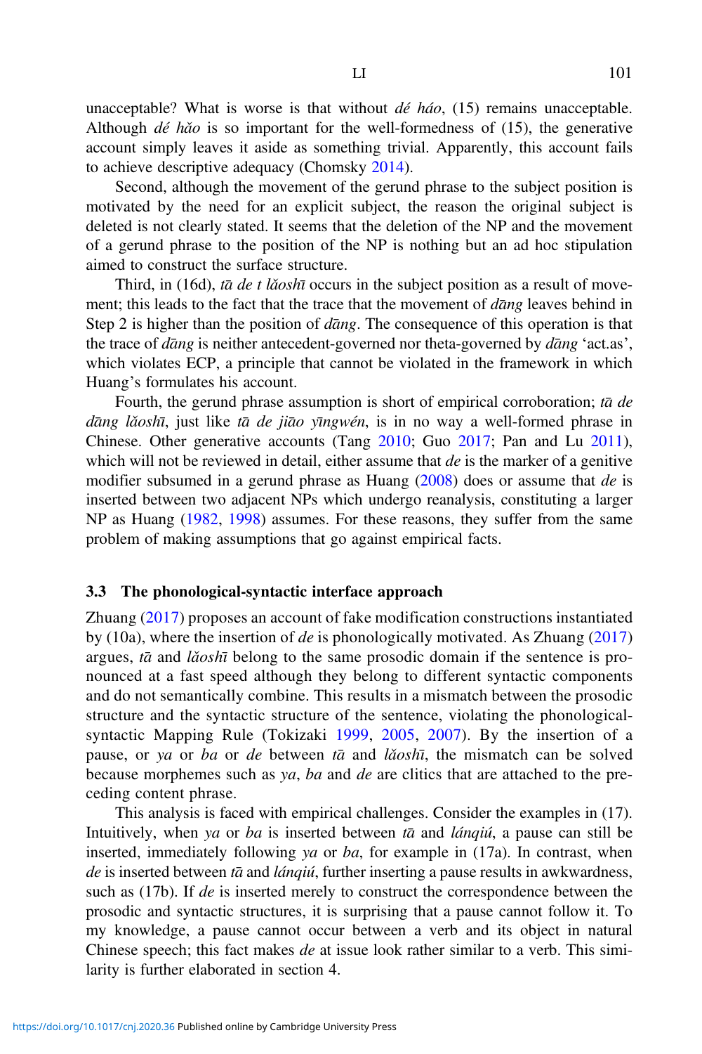unacceptable? What is worse is that without *dé háo*, (15) remains unacceptable. Although *dé hǎo* is so important for the well-formedness of (15), the generative account simply leaves it aside as something trivial. Apparently, this account fails to achieve descriptive adequacy (Chomsky 2014).

Second, although the movement of the gerund phrase to the subject position is motivated by the need for an explicit subject, the reason the original subject is deleted is not clearly stated. It seems that the deletion of the NP and the movement of a gerund phrase to the position of the NP is nothing but an ad hoc stipulation aimed to construct the surface structure.

Third, in (16d), *tā de t lǎoshī* occurs in the subject position as a result of movement; this leads to the fact that the trace that the movement of *dāng* leaves behind in Step 2 is higher than the position of *dāng*. The consequence of this operation is that the trace of *dāng* is neither antecedent-governed nor theta-governed by *dāng* 'act.as', which violates ECP, a principle that cannot be violated in the framework in which Huang's formulates his account.

Fourth, the gerund phrase assumption is short of empirical corroboration; *tā de dāng lǎoshī*, just like *tā de jiāo yīngwén*, is in no way a well-formed phrase in Chinese. Other generative accounts (Tang 2010; Guo 2017; Pan and Lu 2011), which will not be reviewed in detail, either assume that *de* is the marker of a genitive modifier subsumed in a gerund phrase as Huang (2008) does or assume that *de* is inserted between two adjacent NPs which undergo reanalysis, constituting a larger NP as Huang (1982, 1998) assumes. For these reasons, they suffer from the same problem of making assumptions that go against empirical facts.

### 3.3 The phonological-syntactic interface approach

Zhuang (2017) proposes an account of fake modification constructions instantiated by (10a), where the insertion of *de* is phonologically motivated. As Zhuang (2017) argues, *tā* and *lǎoshī* belong to the same prosodic domain if the sentence is pronounced at a fast speed although they belong to different syntactic components and do not semantically combine. This results in a mismatch between the prosodic structure and the syntactic structure of the sentence, violating the phonological-syntactic Mapping Rule (Tokizaki 1999, 2005, 2007). By the insertion of a pause, or *ya* or *ba* or *de* between *tā* and *lǎoshī*, the mismatch can be solved because morphemes such as *ya*, *ba* and *de* are clitics that are attached to the preceding content phrase.

This analysis is faced with empirical challenges. Consider the examples in (17). Intuitively, when *ya* or *ba* is inserted between *tā* and *lánqiú*, a pause can still be inserted, immediately following *ya* or *ba*, for example in (17a). In contrast, when *de* is inserted between *tā* and *lánqiú*, further inserting a pause results in awkwardness, such as (17b). If *de* is inserted merely to construct the correspondence between the prosodic and syntactic structures, it is surprising that a pause cannot follow it. To my knowledge, a pause cannot occur between a verb and its object in natural Chinese speech; this fact makes *de* at issue look rather similar to a verb. This similarity is further elaborated in section 4.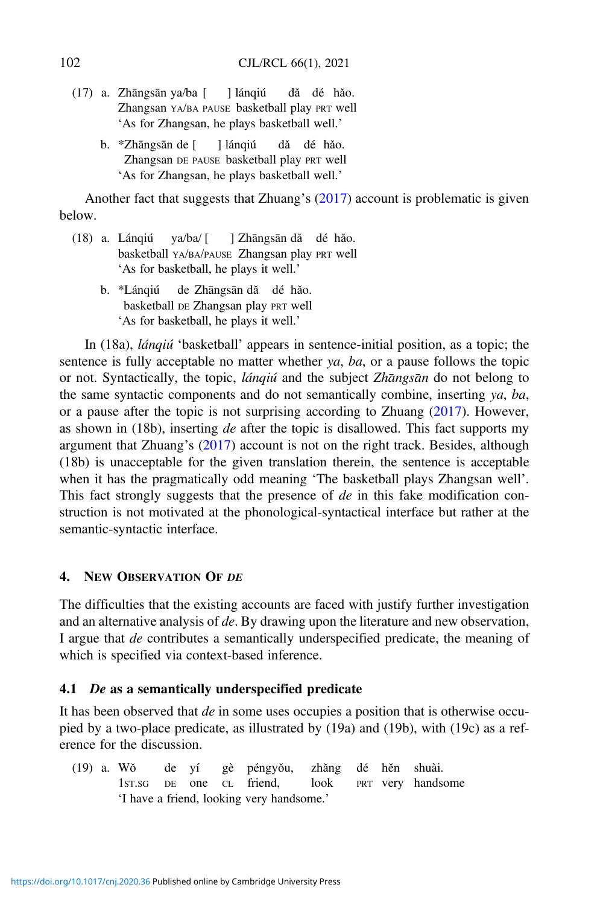(17) a. Zhāngsān ya/ba [ ] lánqiú dǎ dé hǎo.
Zhangsan YA/BA PAUSE basketball play PRT well
'As for Zhangsan, he plays basketball well.'

b. *Zhāngsān de [ ] lánqiú dǎ dé hǎo.
Zhangsan DE PAUSE basketball play PRT well
'As for Zhangsan, he plays basketball well.'

Another fact that suggests that Zhuang's (2017) account is problematic is given below.

(18) a. Lánqiú ya/ba/ [ ] Zhāngsān dǎ dé hǎo.
basketball YA/BA/PAUSE Zhangsan play PRT well
'As for basketball, he plays it well.'

b. *Lánqiú de Zhāngsān dǎ dé hǎo.
basketball DE Zhangsan play PRT well
'As for basketball, he plays it well.'

In (18a), *lánqiú* 'basketball' appears in sentence-initial position, as a topic; the sentence is fully acceptable no matter whether *ya*, *ba*, or a pause follows the topic or not. Syntactically, the topic, *lánqiú* and the subject *Zhāngsān* do not belong to the same syntactic components and do not semantically combine, inserting *ya*, *ba*, or a pause after the topic is not surprising according to Zhuang (2017). However, as shown in (18b), inserting *de* after the topic is disallowed. This fact supports my argument that Zhuang's (2017) account is not on the right track. Besides, although (18b) is unacceptable for the given translation therein, the sentence is acceptable when it has the pragmatically odd meaning 'The basketball plays Zhangsan well'. This fact strongly suggests that the presence of *de* in this fake modification construction is not motivated at the phonological-syntactical interface but rather at the semantic-syntactic interface.

## 4. New Observation of *de*

The difficulties that the existing accounts are faced with justify further investigation and an alternative analysis of *de*. By drawing upon the literature and new observation, I argue that *de* contributes a semantically underspecified predicate, the meaning of which is specified via context-based inference.

### 4.1 *De* as a semantically underspecified predicate

It has been observed that *de* in some uses occupies a position that is otherwise occupied by a two-place predicate, as illustrated by (19a) and (19b), with (19c) as a reference for the discussion.

(19) a. Wǒ de yí gè péngyǒu, zhǎng dé hěn shuài.
1ST.SG DE one CL friend, look PRT very handsome
'I have a friend, looking very handsome.'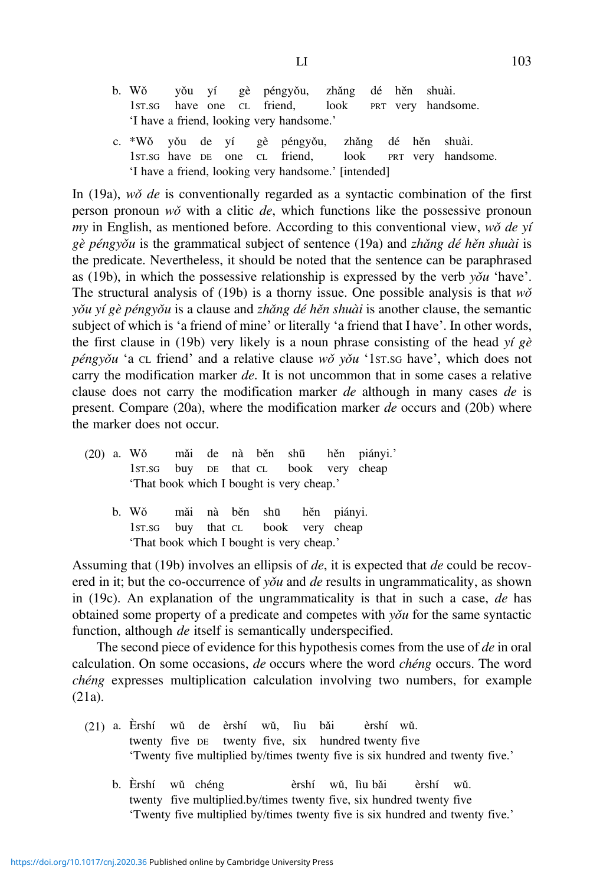b. Wǒ yǒu yí gè péngyǒu, zhǎng dé hěn shuài.
   1ST.SG have one CL friend, look PRT very handsome.
   'I have a friend, looking very handsome.'

c. *Wǒ yǒu de yí gè péngyǒu, zhǎng dé hěn shuài.
   1ST.SG have DE one CL friend, look PRT very handsome.
   'I have a friend, looking very handsome.' [intended]

In (19a), *wǒ de* is conventionally regarded as a syntactic combination of the first person pronoun *wǒ* with a clitic *de*, which functions like the possessive pronoun *my* in English, as mentioned before. According to this conventional view, *wǒ de yí gè péngyǒu* is the grammatical subject of sentence (19a) and *zhǎng dé hěn shuài* is the predicate. Nevertheless, it should be noted that the sentence can be paraphrased as (19b), in which the possessive relationship is expressed by the verb *yǒu* 'have'. The structural analysis of (19b) is a thorny issue. One possible analysis is that *wǒ yǒu yí gè péngyǒu* is a clause and *zhǎng dé hěn shuài* is another clause, the semantic subject of which is 'a friend of mine' or literally 'a friend that I have'. In other words, the first clause in (19b) very likely is a noun phrase consisting of the head *yí gè péngyǒu* 'a CL friend' and a relative clause *wǒ yǒu* '1ST.SG have', which does not carry the modification marker *de*. It is not uncommon that in some cases a relative clause does not carry the modification marker *de* although in many cases *de* is present. Compare (20a), where the modification marker *de* occurs and (20b) where the marker does not occur.

(20) a. Wǒ mǎi de nà běn shū hěn piányi.'
   1ST.SG buy DE that CL book very cheap
   'That book which I bought is very cheap.'

b. Wǒ mǎi nà běn shū hěn piányi.
   1ST.SG buy that CL book very cheap
   'That book which I bought is very cheap.'

Assuming that (19b) involves an ellipsis of *de*, it is expected that *de* could be recovered in it; but the co-occurrence of *yǒu* and *de* results in ungrammaticality, as shown in (19c). An explanation of the ungrammaticality is that in such a case, *de* has obtained some property of a predicate and competes with *yǒu* for the same syntactic function, although *de* itself is semantically underspecified.

The second piece of evidence for this hypothesis comes from the use of *de* in oral calculation. On some occasions, *de* occurs where the word *chéng* occurs. The word *chéng* expresses multiplication calculation involving two numbers, for example (21a).

(21) a. Èrshí wǔ de èrshí wǔ, lìu bǎi èrshí wǔ.
   twenty five DE twenty five, six hundred twenty five
   'Twenty five multiplied by/times twenty five is six hundred and twenty five.'

b. Èrshí wǔ chéng èrshí wǔ, lìu bǎi èrshí wǔ.
   twenty five multiplied.by/times twenty five, six hundred twenty five
   'Twenty five multiplied by/times twenty five is six hundred and twenty five.'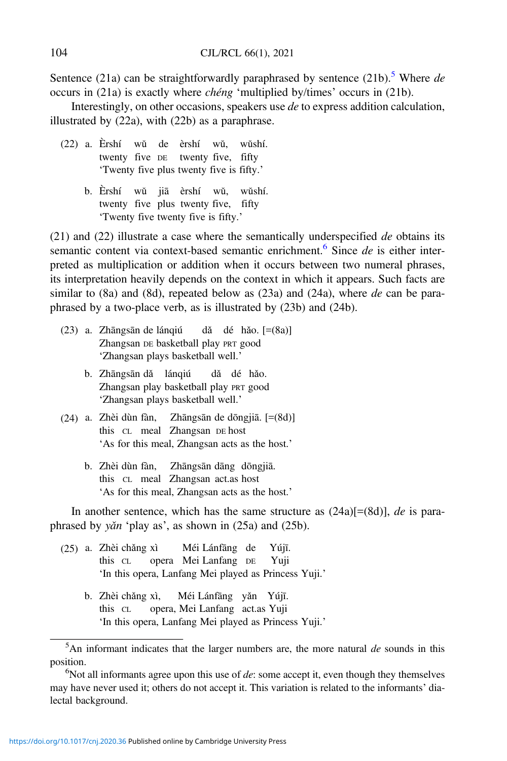Sentence (21a) can be straightforwardly paraphrased by sentence (21b).[5] Where *de* occurs in (21a) is exactly where *chéng* 'multiplied by/times' occurs in (21b).

Interestingly, on other occasions, speakers use *de* to express addition calculation, illustrated by (22a), with (22b) as a paraphrase.

(22) a. Èrshí wǔ de èrshí wǔ, wǔshí.
twenty five DE twenty five, fifty
'Twenty five plus twenty five is fifty.'

b. Èrshí wǔ jiā èrshí wǔ, wǔshí.
twenty five plus twenty five, fifty
'Twenty five twenty five is fifty.'

(21) and (22) illustrate a case where the semantically underspecified *de* obtains its semantic content via context-based semantic enrichment.[6] Since *de* is either interpreted as multiplication or addition when it occurs between two numeral phrases, its interpretation heavily depends on the context in which it appears. Such facts are similar to (8a) and (8d), repeated below as (23a) and (24a), where *de* can be paraphrased by a two-place verb, as is illustrated by (23b) and (24b).

(23) a. Zhāngsān de lánqiú dǎ dé hǎo. [=(8a)]
Zhangsan DE basketball play PRT good
'Zhangsan plays basketball well.'

b. Zhāngsān dǎ lánqiú dǎ dé hǎo.
Zhangsan play basketball play PRT good
'Zhangsan plays basketball well.'

(24) a. Zhèi dùn fàn, Zhāngsān de dōngjiā. [=(8d)]
this CL meal Zhangsan DE host
'As for this meal, Zhangsan acts as the host.'

b. Zhèi dùn fàn, Zhāngsān dāng dōngjiā.
this CL meal Zhangsan act.as host
'As for this meal, Zhangsan acts as the host.'

In another sentence, which has the same structure as (24a)[=(8d)], *de* is paraphrased by *yǎn* 'play as', as shown in (25a) and (25b).

(25) a. Zhèi chǎng xì Méi Lánfāng de Yújī.
this CL opera Mei Lanfang DE Yuji
'In this opera, Lanfang Mei played as Princess Yuji.'

b. Zhèi chǎng xì, Méi Lánfāng yǎn Yújī.
this CL opera, Mei Lanfang act.as Yuji
'In this opera, Lanfang Mei played as Princess Yuji.'

---

[5] An informant indicates that the larger numbers are, the more natural *de* sounds in this position.

[6] Not all informants agree upon this use of *de*: some accept it, even though they themselves may have never used it; others do not accept it. This variation is related to the informants' dialectal background.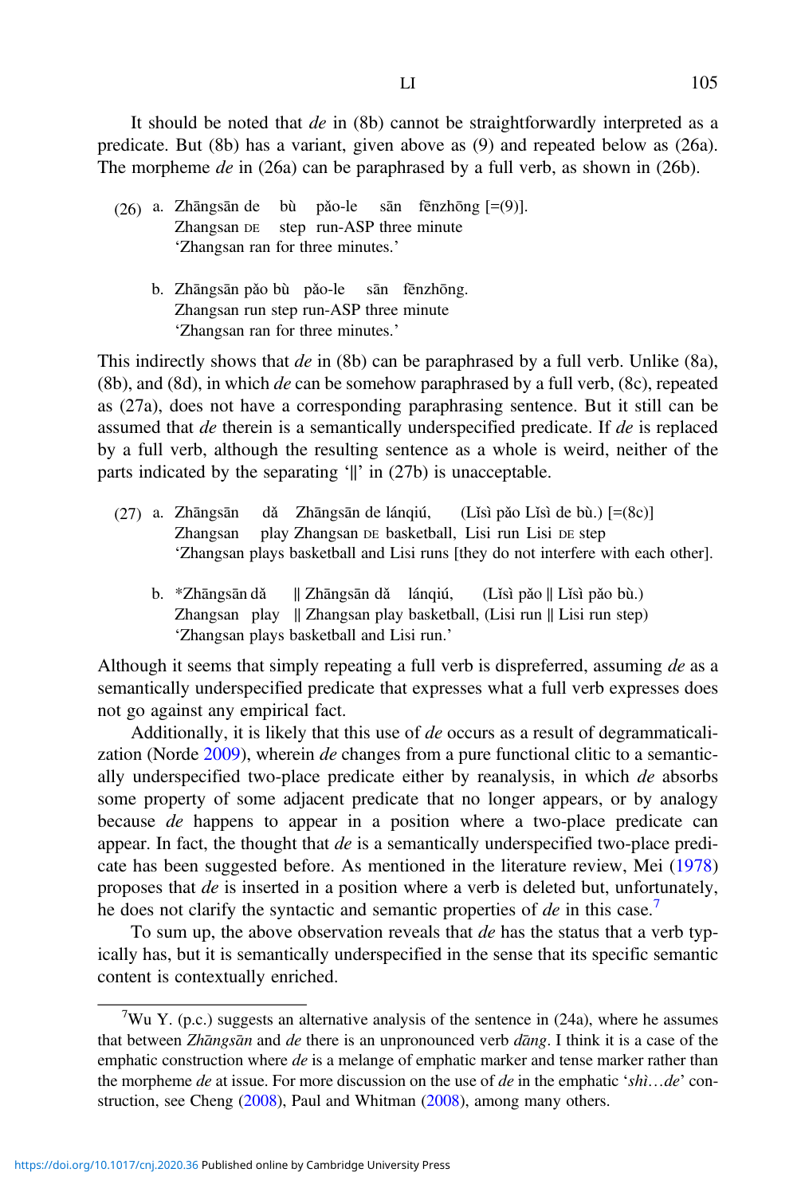It should be noted that *de* in (8b) cannot be straightforwardly interpreted as a predicate. But (8b) has a variant, given above as (9) and repeated below as (26a). The morpheme *de* in (26a) can be paraphrased by a full verb, as shown in (26b).

(26) a. Zhāngsān de bù pǎo-le sān fēnzhōng [=(9)].
Zhangsan DE step run-ASP three minute
'Zhangsan ran for three minutes.'

b. Zhāngsān pǎo bù pǎo-le sān fēnzhōng.
Zhangsan run step run-ASP three minute
'Zhangsan ran for three minutes.'

This indirectly shows that *de* in (8b) can be paraphrased by a full verb. Unlike (8a), (8b), and (8d), in which *de* can be somehow paraphrased by a full verb, (8c), repeated as (27a), does not have a corresponding paraphrasing sentence. But it still can be assumed that *de* therein is a semantically underspecified predicate. If *de* is replaced by a full verb, although the resulting sentence as a whole is weird, neither of the parts indicated by the separating '‖' in (27b) is unacceptable.

(27) a. Zhāngsān dǎ Zhāngsān de lánqiú, (Lǐsì pǎo Lǐsì de bù.) [=(8c)]
Zhangsan play Zhangsan DE basketball, Lisi run Lisi DE step
'Zhangsan plays basketball and Lisi runs [they do not interfere with each other].

b. *Zhāngsān dǎ ‖ Zhāngsān dǎ lánqiú, (Lǐsì pǎo ‖ Lǐsì pǎo bù.)
Zhangsan play ‖ Zhangsan play basketball, (Lisi run ‖ Lisi run step)
'Zhangsan plays basketball and Lisi run.'

Although it seems that simply repeating a full verb is dispreferred, assuming *de* as a semantically underspecified predicate that expresses what a full verb expresses does not go against any empirical fact.

Additionally, it is likely that this use of *de* occurs as a result of degrammaticalization (Norde 2009), wherein *de* changes from a pure functional clitic to a semantically underspecified two-place predicate either by reanalysis, in which *de* absorbs some property of some adjacent predicate that no longer appears, or by analogy because *de* happens to appear in a position where a two-place predicate can appear. In fact, the thought that *de* is a semantically underspecified two-place predicate has been suggested before. As mentioned in the literature review, Mei (1978) proposes that *de* is inserted in a position where a verb is deleted but, unfortunately, he does not clarify the syntactic and semantic properties of *de* in this case.[7]

To sum up, the above observation reveals that *de* has the status that a verb typically has, but it is semantically underspecified in the sense that its specific semantic content is contextually enriched.

---

[7]Wu Y. (p.c.) suggests an alternative analysis of the sentence in (24a), where he assumes that between *Zhāngsān* and *de* there is an unpronounced verb *dāng*. I think it is a case of the emphatic construction where *de* is a melange of emphatic marker and tense marker rather than the morpheme *de* at issue. For more discussion on the use of *de* in the emphatic '*shì…de*' construction, see Cheng (2008), Paul and Whitman (2008), among many others.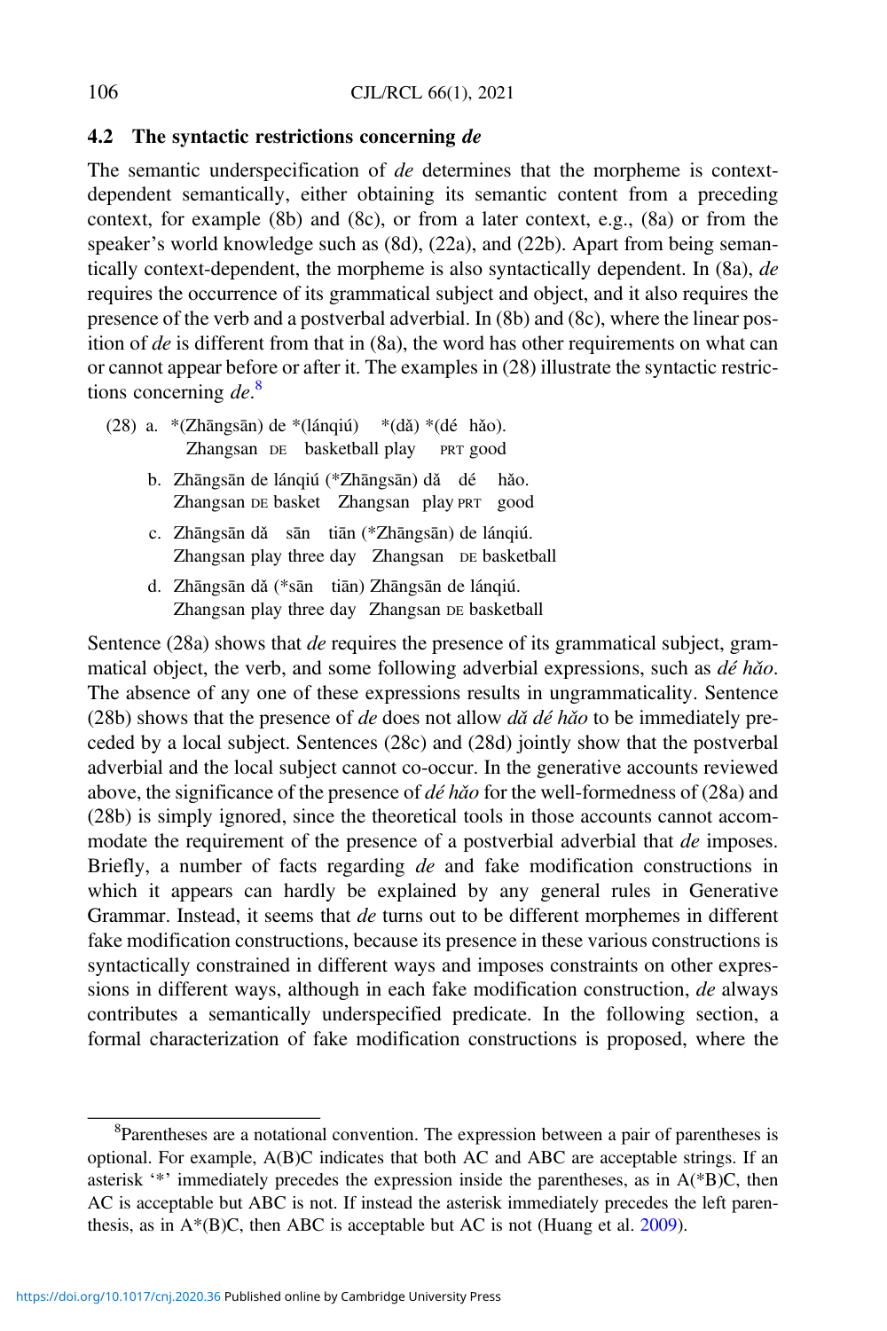### 4.2 The syntactic restrictions concerning *de*

The semantic underspecification of *de* determines that the morpheme is context-dependent semantically, either obtaining its semantic content from a preceding context, for example (8b) and (8c), or from a later context, e.g., (8a) or from the speaker's world knowledge such as (8d), (22a), and (22b). Apart from being semantically context-dependent, the morpheme is also syntactically dependent. In (8a), *de* requires the occurrence of its grammatical subject and object, and it also requires the presence of the verb and a postverbal adverbial. In (8b) and (8c), where the linear position of *de* is different from that in (8a), the word has other requirements on what can or cannot appear before or after it. The examples in (28) illustrate the syntactic restrictions concerning *de*.[8]

(28) a. \*(Zhāngsān) de \*(lánqiú) \*(dǎ) \*(dé hǎo).
   Zhangsan DE basketball play PRT good

b. Zhāngsān de lánqiú (\*Zhāngsān) dǎ dé hǎo.
   Zhangsan DE basket Zhangsan play PRT good

c. Zhāngsān dǎ sān tiān (\*Zhāngsān) de lánqiú.
   Zhangsan play three day Zhangsan DE basketball

d. Zhāngsān dǎ (\*sān tiān) Zhāngsān de lánqiú.
   Zhangsan play three day Zhangsan DE basketball

Sentence (28a) shows that *de* requires the presence of its grammatical subject, grammatical object, the verb, and some following adverbial expressions, such as *dé hǎo*. The absence of any one of these expressions results in ungrammaticality. Sentence (28b) shows that the presence of *de* does not allow *dǎ dé hǎo* to be immediately preceded by a local subject. Sentences (28c) and (28d) jointly show that the postverbal adverbial and the local subject cannot co-occur. In the generative accounts reviewed above, the significance of the presence of *dé hǎo* for the well-formedness of (28a) and (28b) is simply ignored, since the theoretical tools in those accounts cannot accommodate the requirement of the presence of a postverbial adverbial that *de* imposes. Briefly, a number of facts regarding *de* and fake modification constructions in which it appears can hardly be explained by any general rules in Generative Grammar. Instead, it seems that *de* turns out to be different morphemes in different fake modification constructions, because its presence in these various constructions is syntactically constrained in different ways and imposes constraints on other expressions in different ways, although in each fake modification construction, *de* always contributes a semantically underspecified predicate. In the following section, a formal characterization of fake modification constructions is proposed, where the

---

[8] Parentheses are a notational convention. The expression between a pair of parentheses is optional. For example, A(B)C indicates that both AC and ABC are acceptable strings. If an asterisk '\*' immediately precedes the expression inside the parentheses, as in A(\*B)C, then AC is acceptable but ABC is not. If instead the asterisk immediately precedes the left parenthesis, as in A\*(B)C, then ABC is acceptable but AC is not (Huang et al. 2009).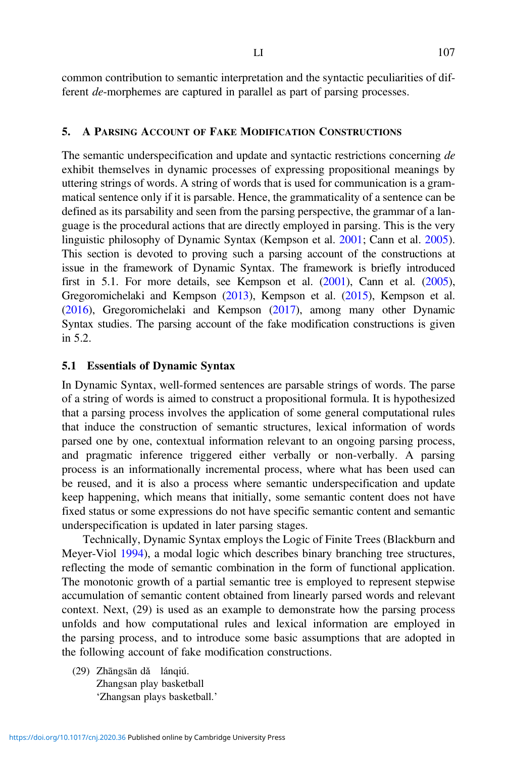common contribution to semantic interpretation and the syntactic peculiarities of different *de*-morphemes are captured in parallel as part of parsing processes.

## 5. A Parsing Account of Fake Modification Constructions

The semantic underspecification and update and syntactic restrictions concerning *de* exhibit themselves in dynamic processes of expressing propositional meanings by uttering strings of words. A string of words that is used for communication is a grammatical sentence only if it is parsable. Hence, the grammaticality of a sentence can be defined as its parsability and seen from the parsing perspective, the grammar of a language is the procedural actions that are directly employed in parsing. This is the very linguistic philosophy of Dynamic Syntax (Kempson et al. 2001; Cann et al. 2005). This section is devoted to proving such a parsing account of the constructions at issue in the framework of Dynamic Syntax. The framework is briefly introduced first in 5.1. For more details, see Kempson et al. (2001), Cann et al. (2005), Gregoromichelaki and Kempson (2013), Kempson et al. (2015), Kempson et al. (2016), Gregoromichelaki and Kempson (2017), among many other Dynamic Syntax studies. The parsing account of the fake modification constructions is given in 5.2.

### 5.1 Essentials of Dynamic Syntax

In Dynamic Syntax, well-formed sentences are parsable strings of words. The parse of a string of words is aimed to construct a propositional formula. It is hypothesized that a parsing process involves the application of some general computational rules that induce the construction of semantic structures, lexical information of words parsed one by one, contextual information relevant to an ongoing parsing process, and pragmatic inference triggered either verbally or non-verbally. A parsing process is an informationally incremental process, where what has been used can be reused, and it is also a process where semantic underspecification and update keep happening, which means that initially, some semantic content does not have fixed status or some expressions do not have specific semantic content and semantic underspecification is updated in later parsing stages.

Technically, Dynamic Syntax employs the Logic of Finite Trees (Blackburn and Meyer-Viol 1994), a modal logic which describes binary branching tree structures, reflecting the mode of semantic combination in the form of functional application. The monotonic growth of a partial semantic tree is employed to represent stepwise accumulation of semantic content obtained from linearly parsed words and relevant context. Next, (29) is used as an example to demonstrate how the parsing process unfolds and how computational rules and lexical information are employed in the parsing process, and to introduce some basic assumptions that are adopted in the following account of fake modification constructions.

(29) Zhāngsān dǎ lánqiú.
Zhangsan play basketball
'Zhangsan plays basketball.'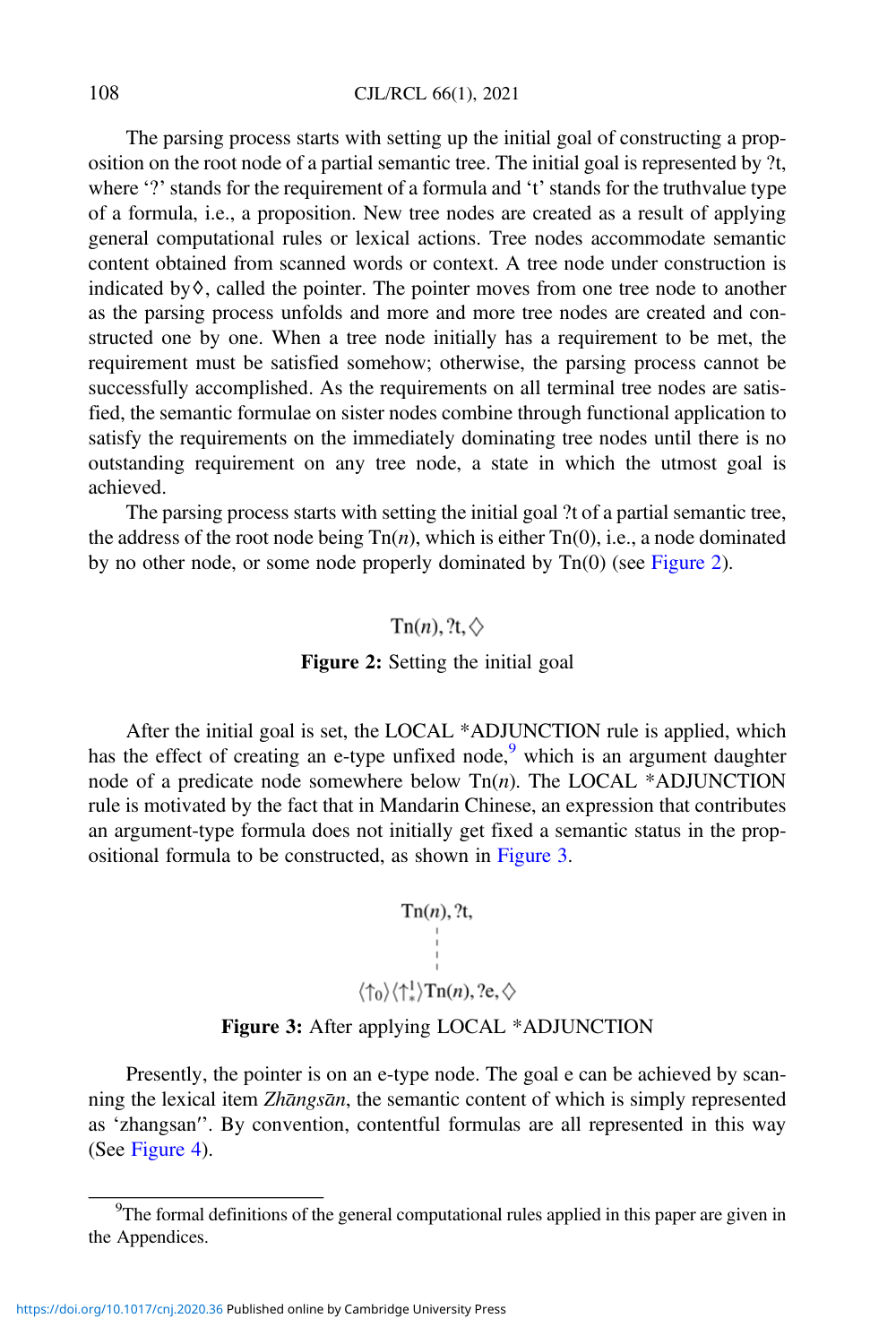The parsing process starts with setting up the initial goal of constructing a proposition on the root node of a partial semantic tree. The initial goal is represented by ?t, where '?' stands for the requirement of a formula and 't' stands for the truthvalue type of a formula, i.e., a proposition. New tree nodes are created as a result of applying general computational rules or lexical actions. Tree nodes accommodate semantic content obtained from scanned words or context. A tree node under construction is indicated by◊, called the pointer. The pointer moves from one tree node to another as the parsing process unfolds and more and more tree nodes are created and constructed one by one. When a tree node initially has a requirement to be met, the requirement must be satisfied somehow; otherwise, the parsing process cannot be successfully accomplished. As the requirements on all terminal tree nodes are satisfied, the semantic formulae on sister nodes combine through functional application to satisfy the requirements on the immediately dominating tree nodes until there is no outstanding requirement on any tree node, a state in which the utmost goal is achieved.

The parsing process starts with setting the initial goal ?t of a partial semantic tree, the address of the root node being Tn($n$), which is either Tn(0), i.e., a node dominated by no other node, or some node properly dominated by Tn(0) (see Figure 2).

$$\mathrm{Tn}(n), ?\mathrm{t}, \Diamond$$

**Figure 2:** Setting the initial goal

After the initial goal is set, the LOCAL *ADJUNCTION rule is applied, which has the effect of creating an e-type unfixed node,[9] which is an argument daughter node of a predicate node somewhere below Tn($n$). The LOCAL *ADJUNCTION rule is motivated by the fact that in Mandarin Chinese, an expression that contributes an argument-type formula does not initially get fixed a semantic status in the propositional formula to be constructed, as shown in Figure 3.

$$\mathrm{Tn}(n), ?\mathrm{t},$$

$$\vdots$$

$$\langle \uparrow_0 \rangle \langle \uparrow_*^1 \rangle \mathrm{Tn}(n), ?\mathrm{e}, \Diamond$$

**Figure 3:** After applying LOCAL *ADJUNCTION

Presently, the pointer is on an e-type node. The goal e can be achieved by scanning the lexical item *Zhāngsān*, the semantic content of which is simply represented as 'zhangsan''. By convention, contentful formulas are all represented in this way (See Figure 4).

[9]The formal definitions of the general computational rules applied in this paper are given in the Appendices.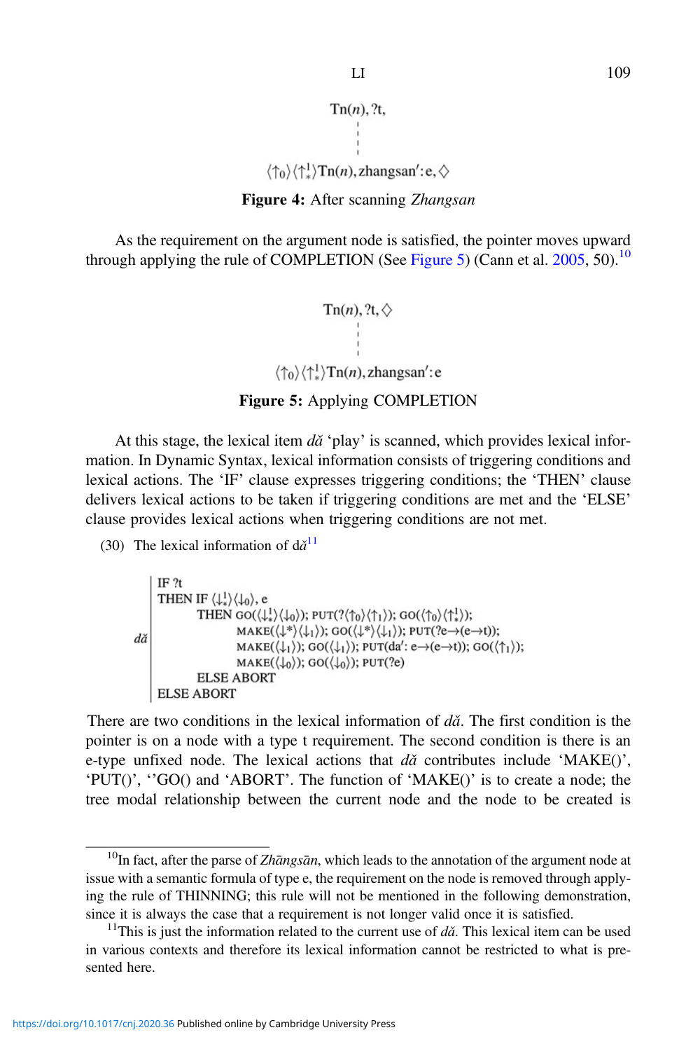$$\begin{array}{c}
Tn(n), ?t, \\
\vdots \\
\langle\uparrow_0\rangle\langle\uparrow_*^!\rangle Tn(n), zhangsan': e, \Diamond
\end{array}$$

**Figure 4:** After scanning *Zhangsan*

As the requirement on the argument node is satisfied, the pointer moves upward through applying the rule of COMPLETION (See Figure 5) (Cann et al. 2005, 50).[10]

$$\begin{array}{c}
Tn(n), ?t, \Diamond \\
\vdots \\
\langle\uparrow_0\rangle\langle\uparrow_*^!\rangle Tn(n), zhangsan': e
\end{array}$$

**Figure 5:** Applying COMPLETION

At this stage, the lexical item *dǎ* 'play' is scanned, which provides lexical information. In Dynamic Syntax, lexical information consists of triggering conditions and lexical actions. The 'IF' clause expresses triggering conditions; the 'THEN' clause delivers lexical actions to be taken if triggering conditions are met and the 'ELSE' clause provides lexical actions when triggering conditions are not met.

(30) The lexical information of *dǎ*[11]

```
     | IF ?t
     | THEN IF ⟨↓*!⟩⟨↓0⟩, e
     |        THEN GO(⟨↓*!⟩⟨↓0⟩); PUT(?⟨↑0⟩⟨↑1⟩); GO(⟨↑0⟩⟨↑*!⟩);
 dǎ  |              MAKE(⟨↓*⟩⟨↓1⟩); GO(⟨↓*⟩⟨↓1⟩); PUT(?e→(e→t));
     |              MAKE(⟨↓1⟩); GO(⟨↓1⟩); PUT(da': e→(e→t)); GO(⟨↑1⟩);
     |              MAKE(⟨↓0⟩); GO(⟨↓0⟩); PUT(?e)
     |        ELSE ABORT
     | ELSE ABORT
```

There are two conditions in the lexical information of *dǎ*. The first condition is the pointer is on a node with a type t requirement. The second condition is there is an e-type unfixed node. The lexical actions that *dǎ* contributes include 'MAKE()', 'PUT()', ''GO() and 'ABORT'. The function of 'MAKE()' is to create a node; the tree modal relationship between the current node and the node to be created is

[10] In fact, after the parse of *Zhāngsān*, which leads to the annotation of the argument node at issue with a semantic formula of type e, the requirement on the node is removed through applying the rule of THINNING; this rule will not be mentioned in the following demonstration, since it is always the case that a requirement is not longer valid once it is satisfied.

[11] This is just the information related to the current use of *dǎ*. This lexical item can be used in various contexts and therefore its lexical information cannot be restricted to what is presented here.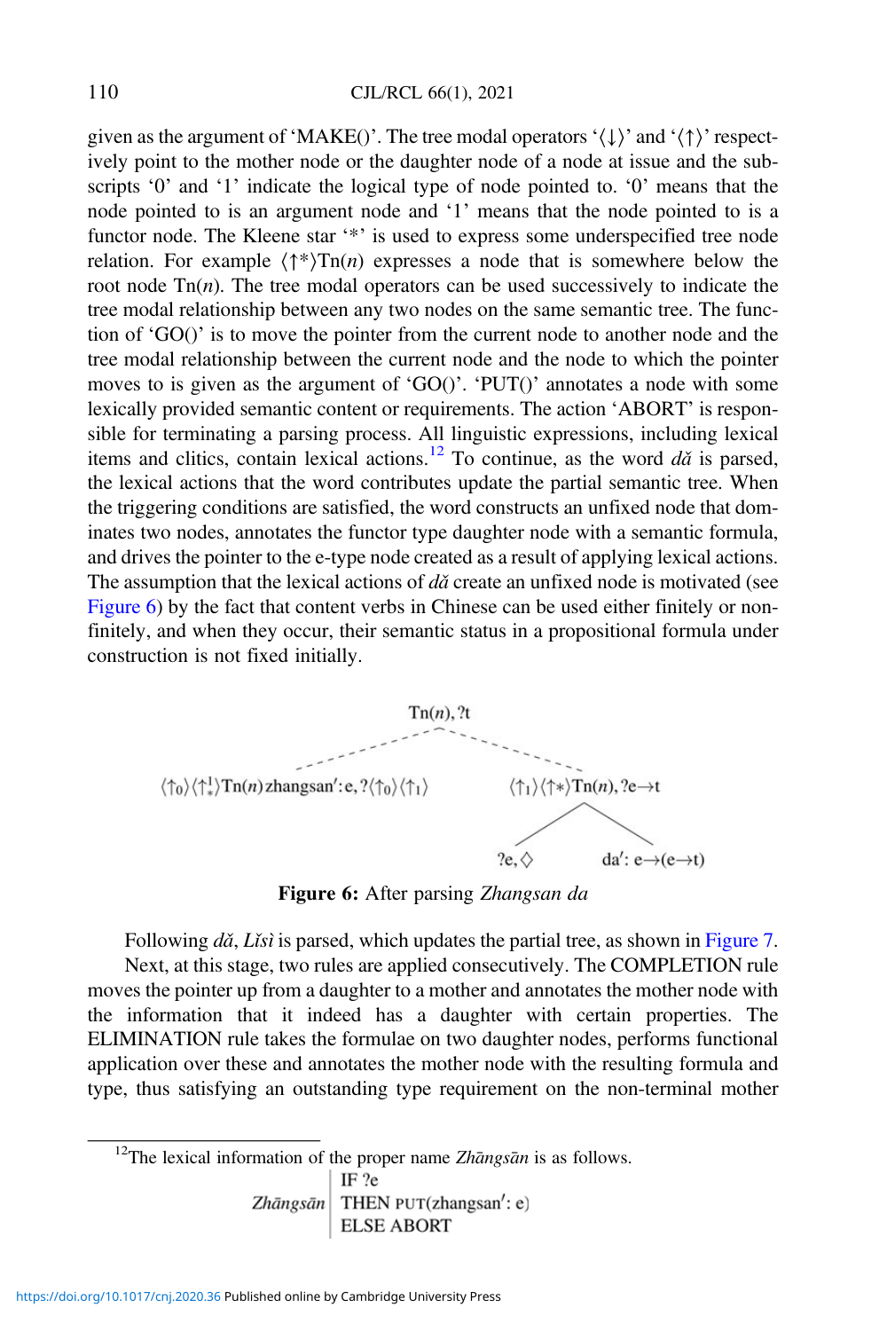given as the argument of 'MAKE()'. The tree modal operators '$\langle\downarrow\rangle$' and '$\langle\uparrow\rangle$' respectively point to the mother node or the daughter node of a node at issue and the subscripts '0' and '1' indicate the logical type of node pointed to. '0' means that the node pointed to is an argument node and '1' means that the node pointed to is a functor node. The Kleene star '*' is used to express some underspecified tree node relation. For example $\langle\uparrow^*\rangle Tn(n)$ expresses a node that is somewhere below the root node $Tn(n)$. The tree modal operators can be used successively to indicate the tree modal relationship between any two nodes on the same semantic tree. The function of 'GO()' is to move the pointer from the current node to another node and the tree modal relationship between the current node and the node to which the pointer moves to is given as the argument of 'GO()'. 'PUT()' annotates a node with some lexically provided semantic content or requirements. The action 'ABORT' is responsible for terminating a parsing process. All linguistic expressions, including lexical items and clitics, contain lexical actions.[12] To continue, as the word *dǎ* is parsed, the lexical actions that the word contributes update the partial semantic tree. When the triggering conditions are satisfied, the word constructs an unfixed node that dominates two nodes, annotates the functor type daughter node with a semantic formula, and drives the pointer to the e-type node created as a result of applying lexical actions. The assumption that the lexical actions of *dǎ* create an unfixed node is motivated (see Figure 6) by the fact that content verbs in Chinese can be used either finitely or non-finitely, and when they occur, their semantic status in a propositional formula under construction is not fixed initially.

$$
\begin{array}{c}
Tn(n), ?t \\
\langle\uparrow_0\rangle\langle\uparrow_*^1\rangle Tn(n)\, zhangsan' : e, ?\langle\uparrow_0\rangle\langle\uparrow_1\rangle \qquad \langle\uparrow_1\rangle\langle\uparrow*\rangle Tn(n), ?e \rightarrow t \\
?e, \diamondsuit \qquad da' : e \rightarrow (e \rightarrow t)
\end{array}
$$

**Figure 6:** After parsing *Zhangsan da*

Following *dǎ*, *Lǐsì* is parsed, which updates the partial tree, as shown in Figure 7.

Next, at this stage, two rules are applied consecutively. The COMPLETION rule moves the pointer up from a daughter to a mother and annotates the mother node with the information that it indeed has a daughter with certain properties. The ELIMINATION rule takes the formulae on two daughter nodes, performs functional application over these and annotates the mother node with the resulting formula and type, thus satisfying an outstanding type requirement on the non-terminal mother

---

[12] The lexical information of the proper name *Zhāngsān* is as follows.

*Zhāngsān* | IF ?e
THEN PUT(zhangsan′: e)
ELSE ABORT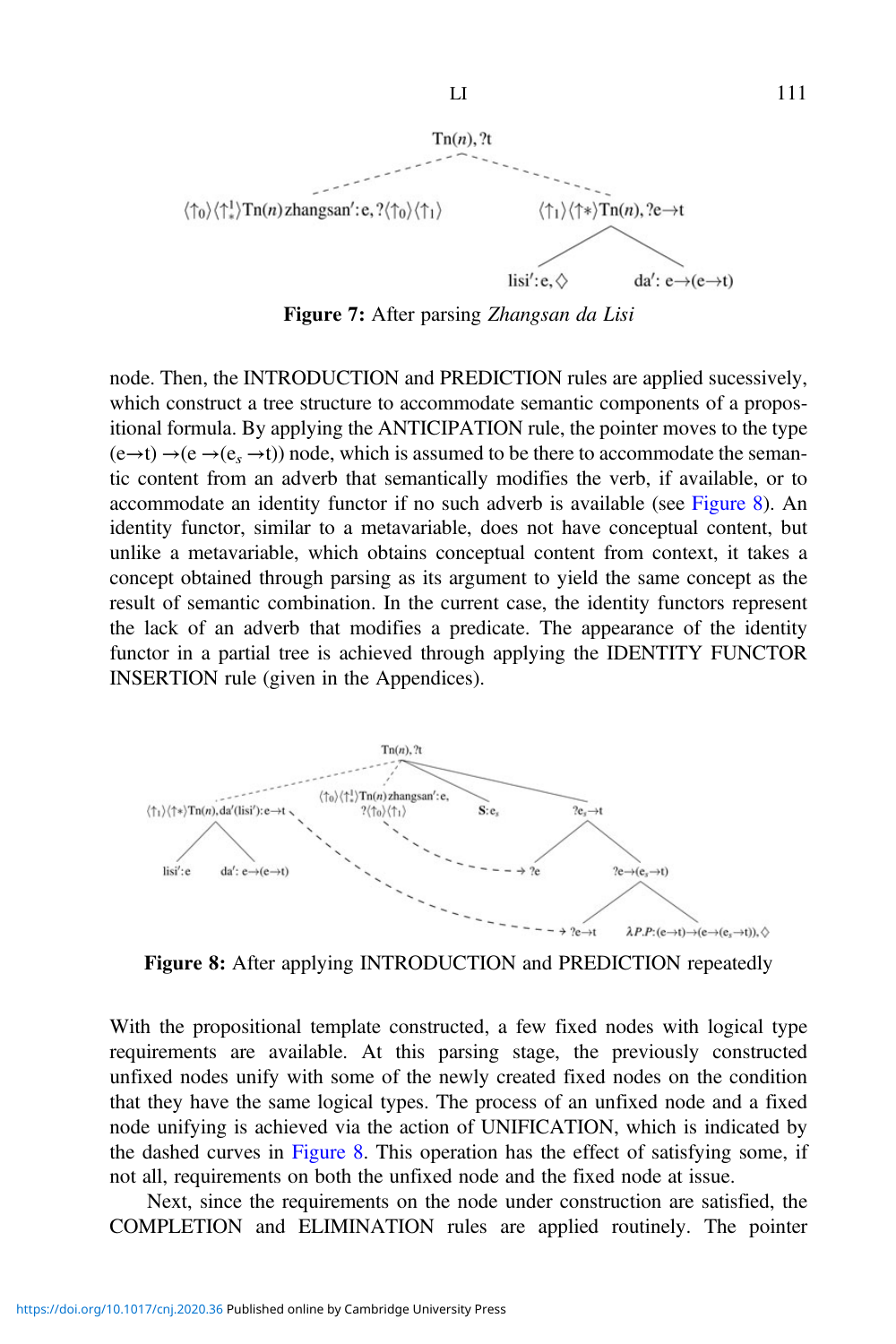**Figure 7:** After parsing *Zhangsan da Lisi*

node. Then, the INTRODUCTION and PREDICTION rules are applied sucessively, which construct a tree structure to accommodate semantic components of a propositional formula. By applying the ANTICIPATION rule, the pointer moves to the type $(e \rightarrow t) \rightarrow (e \rightarrow (e_s \rightarrow t))$ node, which is assumed to be there to accommodate the semantic content from an adverb that semantically modifies the verb, if available, or to accommodate an identity functor if no such adverb is available (see Figure 8). An identity functor, similar to a metavariable, does not have conceptual content, but unlike a metavariable, which obtains conceptual content from context, it takes a concept obtained through parsing as its argument to yield the same concept as the result of semantic combination. In the current case, the identity functors represent the lack of an adverb that modifies a predicate. The appearance of the identity functor in a partial tree is achieved through applying the IDENTITY FUNCTOR INSERTION rule (given in the Appendices).

**Figure 8:** After applying INTRODUCTION and PREDICTION repeatedly

With the propositional template constructed, a few fixed nodes with logical type requirements are available. At this parsing stage, the previously constructed unfixed nodes unify with some of the newly created fixed nodes on the condition that they have the same logical types. The process of an unfixed node and a fixed node unifying is achieved via the action of UNIFICATION, which is indicated by the dashed curves in Figure 8. This operation has the effect of satisfying some, if not all, requirements on both the unfixed node and the fixed node at issue.

Next, since the requirements on the node under construction are satisfied, the COMPLETION and ELIMINATION rules are applied routinely. The pointer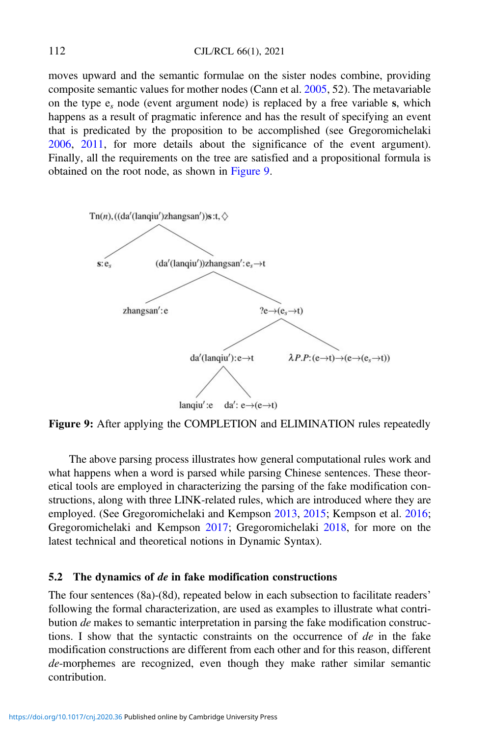moves upward and the semantic formulae on the sister nodes combine, providing composite semantic values for mother nodes (Cann et al. 2005, 52). The metavariable on the type $e_s$ node (event argument node) is replaced by a free variable **s**, which happens as a result of pragmatic inference and has the result of specifying an event that is predicated by the proposition to be accomplished (see Gregoromichelaki 2006, 2011, for more details about the significance of the event argument). Finally, all the requirements on the tree are satisfied and a propositional formula is obtained on the root node, as shown in Figure 9.

```
Tn(n), ((da′(lanqiu′)zhangsan′))s:t, ◇
├── s:e_s
└── (da′(lanqiu′))zhangsan′:e_s→t
    ├── zhangsan′:e
    └── ?e→(e_s→t)
        ├── da′(lanqiu′):e→t
        │   ├── lanqiu′:e
        │   └── da′: e→(e→t)
        └── λP.P:(e→t)→(e→(e_s→t))
```

**Figure 9:** After applying the COMPLETION and ELIMINATION rules repeatedly

The above parsing process illustrates how general computational rules work and what happens when a word is parsed while parsing Chinese sentences. These theoretical tools are employed in characterizing the parsing of the fake modification constructions, along with three LINK-related rules, which are introduced where they are employed. (See Gregoromichelaki and Kempson 2013, 2015; Kempson et al. 2016; Gregoromichelaki and Kempson 2017; Gregoromichelaki 2018, for more on the latest technical and theoretical notions in Dynamic Syntax).

### 5.2 The dynamics of *de* in fake modification constructions

The four sentences (8a)-(8d), repeated below in each subsection to facilitate readers' following the formal characterization, are used as examples to illustrate what contribution *de* makes to semantic interpretation in parsing the fake modification constructions. I show that the syntactic constraints on the occurrence of *de* in the fake modification constructions are different from each other and for this reason, different *de*-morphemes are recognized, even though they make rather similar semantic contribution.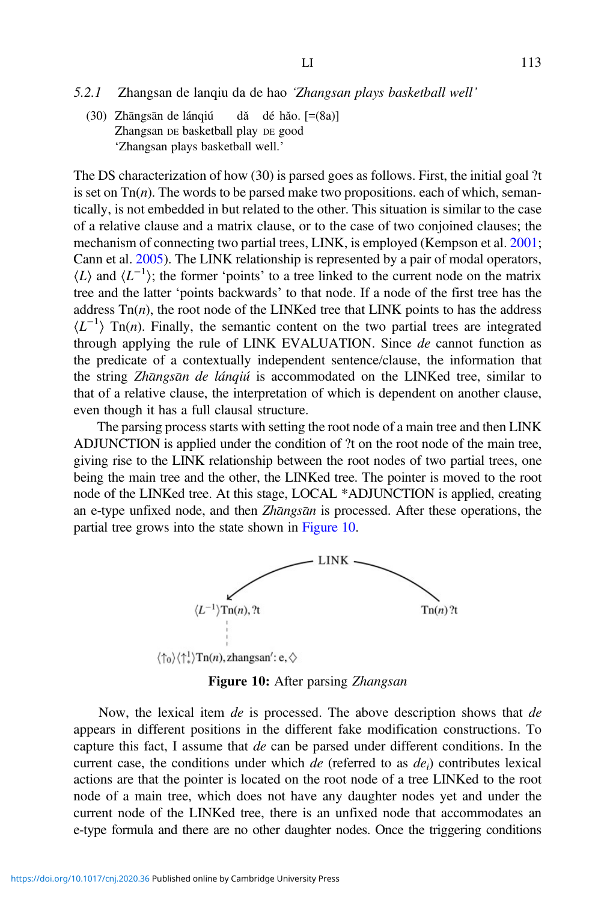### 5.2.1 Zhangsan de lanqiu da de hao *'Zhangsan plays basketball well'*

(30) Zhāngsān de lánqiú dǎ dé hǎo. [=(8a)]
Zhangsan DE basketball play DE good
'Zhangsan plays basketball well.'

The DS characterization of how (30) is parsed goes as follows. First, the initial goal ?t is set on Tn($n$). The words to be parsed make two propositions. each of which, semantically, is not embedded in but related to the other. This situation is similar to the case of a relative clause and a matrix clause, or to the case of two conjoined clauses; the mechanism of connecting two partial trees, LINK, is employed (Kempson et al. 2001; Cann et al. 2005). The LINK relationship is represented by a pair of modal operators, $\langle L \rangle$ and $\langle L^{-1} \rangle$; the former 'points' to a tree linked to the current node on the matrix tree and the latter 'points backwards' to that node. If a node of the first tree has the address Tn($n$), the root node of the LINKed tree that LINK points to has the address $\langle L^{-1} \rangle$ Tn($n$). Finally, the semantic content on the two partial trees are integrated through applying the rule of LINK EVALUATION. Since *de* cannot function as the predicate of a contextually independent sentence/clause, the information that the string *Zhāngsān de lánqiú* is accommodated on the LINKed tree, similar to that of a relative clause, the interpretation of which is dependent on another clause, even though it has a full clausal structure.

The parsing process starts with setting the root node of a main tree and then LINK ADJUNCTION is applied under the condition of ?t on the root node of the main tree, giving rise to the LINK relationship between the root nodes of two partial trees, one being the main tree and the other, the LINKed tree. The pointer is moved to the root node of the LINKed tree. At this stage, LOCAL *ADJUNCTION is applied, creating an e-type unfixed node, and then *Zhāngsān* is processed. After these operations, the partial tree grows into the state shown in Figure 10.

LINK

$\langle L^{-1} \rangle$Tn($n$), ?t  Tn($n$) ?t

$\langle \uparrow_0 \rangle \langle \uparrow_*^1 \rangle$Tn($n$), zhangsan′ : e, ◇

**Figure 10:** After parsing *Zhangsan*

Now, the lexical item *de* is processed. The above description shows that *de* appears in different positions in the different fake modification constructions. To capture this fact, I assume that *de* can be parsed under different conditions. In the current case, the conditions under which *de* (referred to as $de_i$) contributes lexical actions are that the pointer is located on the root node of a tree LINKed to the root node of a main tree, which does not have any daughter nodes yet and under the current node of the LINKed tree, there is an unfixed node that accommodates an e-type formula and there are no other daughter nodes. Once the triggering conditions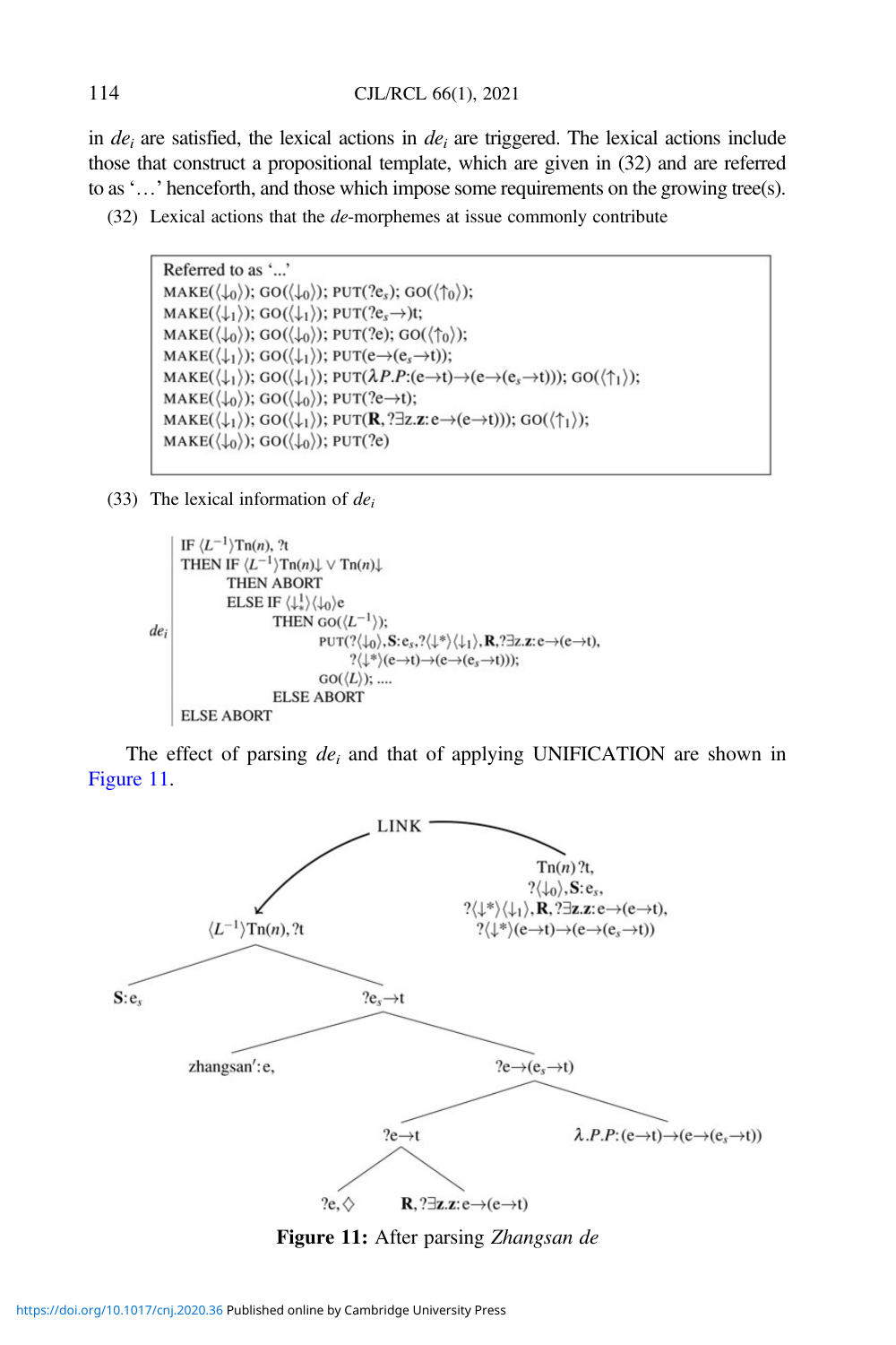in $de_i$ are satisfied, the lexical actions in $de_i$ are triggered. The lexical actions include those that construct a propositional template, which are given in (32) and are referred to as '…' henceforth, and those which impose some requirements on the growing tree(s).

(32) Lexical actions that the *de*-morphemes at issue commonly contribute

```
Referred to as '...'
MAKE(⟨↓0⟩); GO(⟨↓0⟩); PUT(?e_s); GO(⟨↑0⟩);
MAKE(⟨↓1⟩); GO(⟨↓1⟩); PUT(?e_s→)t;
MAKE(⟨↓0⟩); GO(⟨↓0⟩); PUT(?e); GO(⟨↑0⟩);
MAKE(⟨↓1⟩); GO(⟨↓1⟩); PUT(e→(e_s→t));
MAKE(⟨↓1⟩); GO(⟨↓1⟩); PUT(λP.P:(e→t)→(e→(e_s→t))); GO(⟨↑1⟩);
MAKE(⟨↓0⟩); GO(⟨↓0⟩); PUT(?e→t);
MAKE(⟨↓1⟩); GO(⟨↓1⟩); PUT(R, ?∃z.z:e→(e→t))); GO(⟨↑1⟩);
MAKE(⟨↓0⟩); GO(⟨↓0⟩); PUT(?e)
```

(33) The lexical information of $de_i$

```
de_i | IF ⟨L^{-1}⟩Tn(n), ?t
     | THEN IF ⟨L^{-1}⟩Tn(n)↓ ∨ Tn(n)↓
     |        THEN ABORT
     |        ELSE IF ⟨↓^1_*⟩⟨↓0⟩e
     |             THEN GO(⟨L^{-1}⟩);
     |                  PUT(?⟨↓0⟩, S:e_s, ?⟨↓*⟩⟨↓1⟩, R, ?∃z.z:e→(e→t),
     |                      ?⟨↓*⟩(e→t)→(e→(e_s→t)));
     |                  GO(⟨L⟩); ....
     |             ELSE ABORT
     | ELSE ABORT
```

The effect of parsing $de_i$ and that of applying UNIFICATION are shown in Figure 11.

```
                    LINK
       ┌──────────────────────────────┐
       ↓                               Tn(n)?t,
                                       ?⟨↓0⟩, S:e_s,
                                       ?⟨↓*⟩⟨↓1⟩, R, ?∃z.z:e→(e→t),
                                       ?⟨↓*⟩(e→t)→(e→(e_s→t))
⟨L^{-1}⟩Tn(n), ?t
├── S:e_s
└── ?e_s→t
    ├── zhangsan':e,
    └── ?e→(e_s→t)
        ├── ?e→t
        │   ├── ?e, ◇
        │   └── R, ?∃z.z:e→(e→t)
        └── λ.P.P:(e→t)→(e→(e_s→t))
```

**Figure 11:** After parsing *Zhangsan de*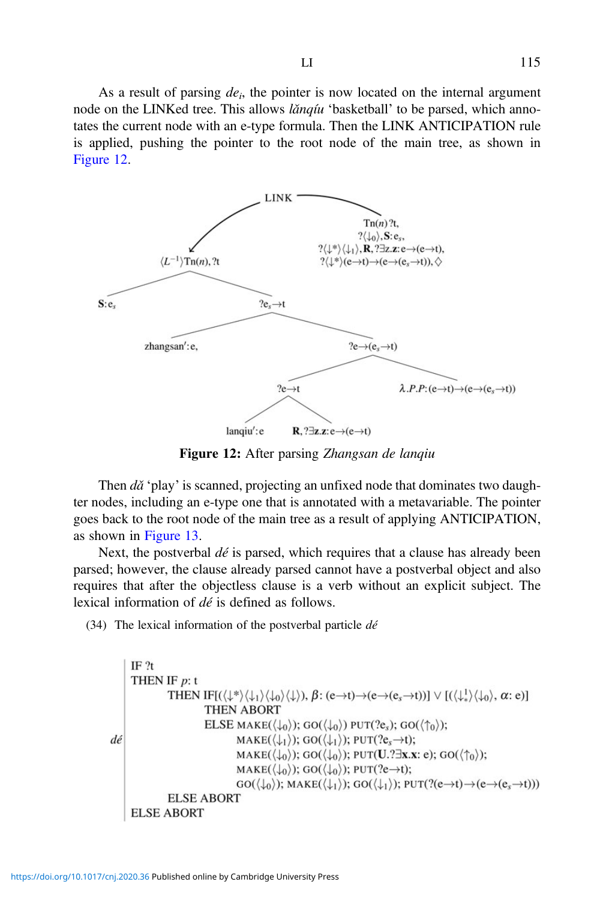As a result of parsing $de_i$, the pointer is now located on the internal argument node on the LINKed tree. This allows *lǎnqíu* 'basketball' to be parsed, which annotates the current node with an e-type formula. Then the LINK ANTICIPATION rule is applied, pushing the pointer to the root node of the main tree, as shown in Figure 12.

**Figure 12:** After parsing *Zhangsan de lanqiu*

Then *dǎ* 'play' is scanned, projecting an unfixed node that dominates two daughter nodes, including an e-type one that is annotated with a metavariable. The pointer goes back to the root node of the main tree as a result of applying ANTICIPATION, as shown in Figure 13.

Next, the postverbal *dé* is parsed, which requires that a clause has already been parsed; however, the clause already parsed cannot have a postverbal object and also requires that after the objectless clause is a verb without an explicit subject. The lexical information of *dé* is defined as follows.

(34) The lexical information of the postverbal particle *dé*

```
     IF ?t
     THEN IF p: t
            THEN IF[(⟨↓*⟩⟨↓1⟩⟨↓0⟩⟨↓⟩), β: (e→t)→(e→(es→t))] ∨ [(⟨↓!*⟩⟨↓0⟩, α: e)]
                 THEN ABORT
                 ELSE MAKE(⟨↓0⟩); GO(⟨↓0⟩) PUT(?es); GO(⟨↑0⟩);
dé                    MAKE(⟨↓1⟩); GO(⟨↓1⟩); PUT(?es→t);
                      MAKE(⟨↓0⟩); GO(⟨↓0⟩); PUT(U.?∃x.x: e); GO(⟨↑0⟩);
                      MAKE(⟨↓0⟩); GO(⟨↓0⟩); PUT(?e→t);
                      GO(⟨↓0⟩); MAKE(⟨↓1⟩); GO(⟨↓1⟩); PUT(?(e→t)→(e→(es→t)))
            ELSE ABORT
     ELSE ABORT
```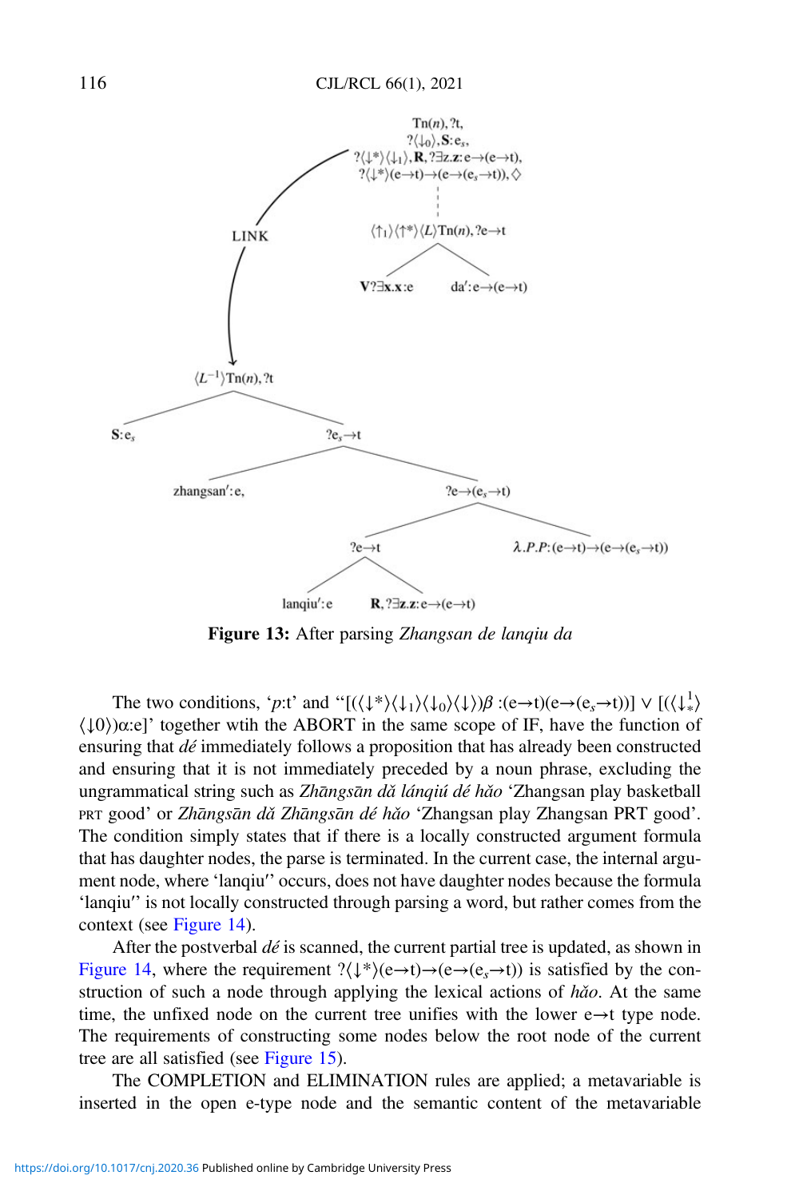Figure 13: After parsing *Zhangsan de lanqiu da*

The two conditions, '$p$:t' and "$[(\langle\downarrow^*\rangle\langle\downarrow_1\rangle\langle\downarrow_0\rangle\langle\downarrow\rangle)\beta : (e{\rightarrow}t)(e{\rightarrow}(e_s{\rightarrow}t))] \vee [(\langle\downarrow^1_*\rangle\langle\downarrow 0\rangle)\alpha{:}e]$' together wtih the ABORT in the same scope of IF, have the function of ensuring that *dé* immediately follows a proposition that has already been constructed and ensuring that it is not immediately preceded by a noun phrase, excluding the ungrammatical string such as *Zhāngsān dǎ lánqiú dé hǎo* 'Zhangsan play basketball PRT good' or *Zhāngsān dǎ Zhāngsān dé hǎo* 'Zhangsan play Zhangsan PRT good'. The condition simply states that if there is a locally constructed argument formula that has daughter nodes, the parse is terminated. In the current case, the internal argument node, where 'lanqiu'' occurs, does not have daughter nodes because the formula 'lanqiu'' is not locally constructed through parsing a word, but rather comes from the context (see Figure 14).

After the postverbal *dé* is scanned, the current partial tree is updated, as shown in Figure 14, where the requirement $?\langle\downarrow^*\rangle(e{\rightarrow}t){\rightarrow}(e{\rightarrow}(e_s{\rightarrow}t))$ is satisfied by the construction of such a node through applying the lexical actions of *hǎo*. At the same time, the unfixed node on the current tree unifies with the lower e→t type node. The requirements of constructing some nodes below the root node of the current tree are all satisfied (see Figure 15).

The COMPLETION and ELIMINATION rules are applied; a metavariable is inserted in the open e-type node and the semantic content of the metavariable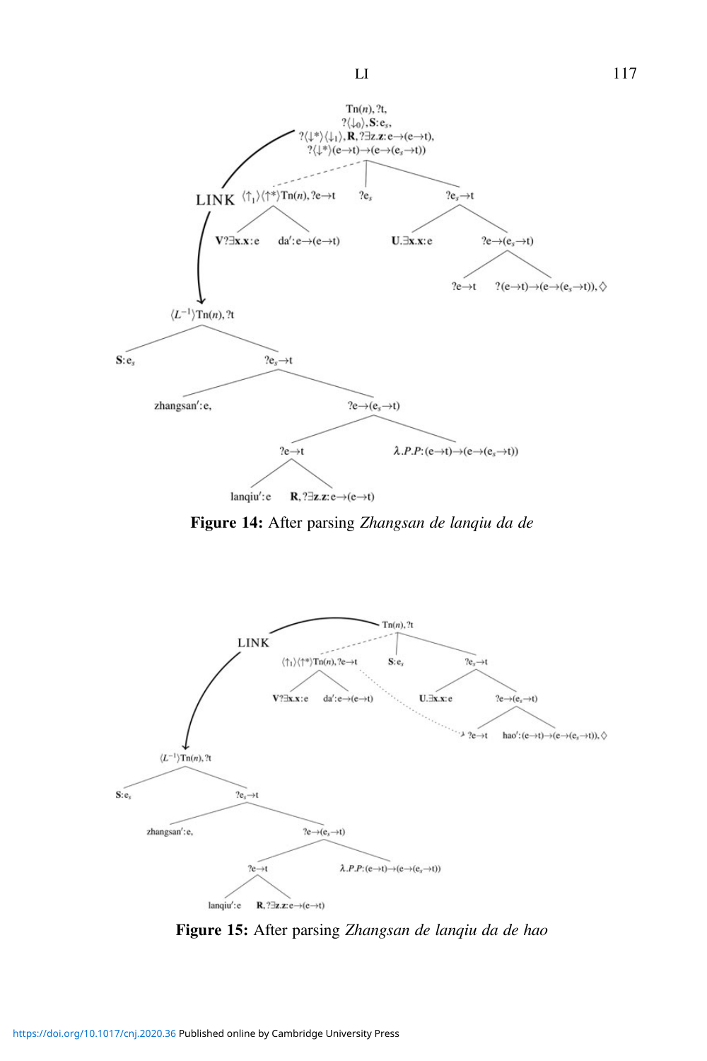**Figure 14:** After parsing *Zhangsan de lanqiu da de*

**Figure 15:** After parsing *Zhangsan de lanqiu da de hao*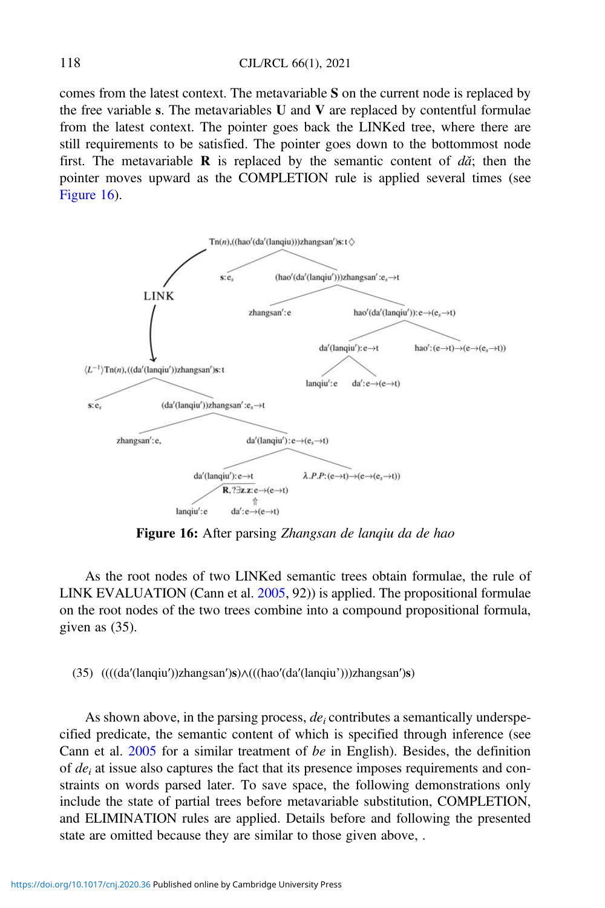comes from the latest context. The metavariable **S** on the current node is replaced by the free variable **s**. The metavariables **U** and **V** are replaced by contentful formulae from the latest context. The pointer goes back the LINKed tree, where there are still requirements to be satisfied. The pointer goes down to the bottommost node first. The metavariable **R** is replaced by the semantic content of *dǎ*; then the pointer moves upward as the COMPLETION rule is applied several times (see Figure 16).

**Figure 16:** After parsing *Zhangsan de lanqiu da de hao*

As the root nodes of two LINKed semantic trees obtain formulae, the rule of LINK EVALUATION (Cann et al. 2005, 92)) is applied. The propositional formulae on the root nodes of the two trees combine into a compound propositional formula, given as (35).

(35) ((((da′(lanqiu′))zhangsan′)**s**)∧(((hao′(da′(lanqiu’)))zhangsan′)**s**)

As shown above, in the parsing process, $de_i$ contributes a semantically underspecified predicate, the semantic content of which is specified through inference (see Cann et al. 2005 for a similar treatment of *be* in English). Besides, the definition of $de_i$ at issue also captures the fact that its presence imposes requirements and constraints on words parsed later. To save space, the following demonstrations only include the state of partial trees before metavariable substitution, COMPLETION, and ELIMINATION rules are applied. Details before and following the presented state are omitted because they are similar to those given above, .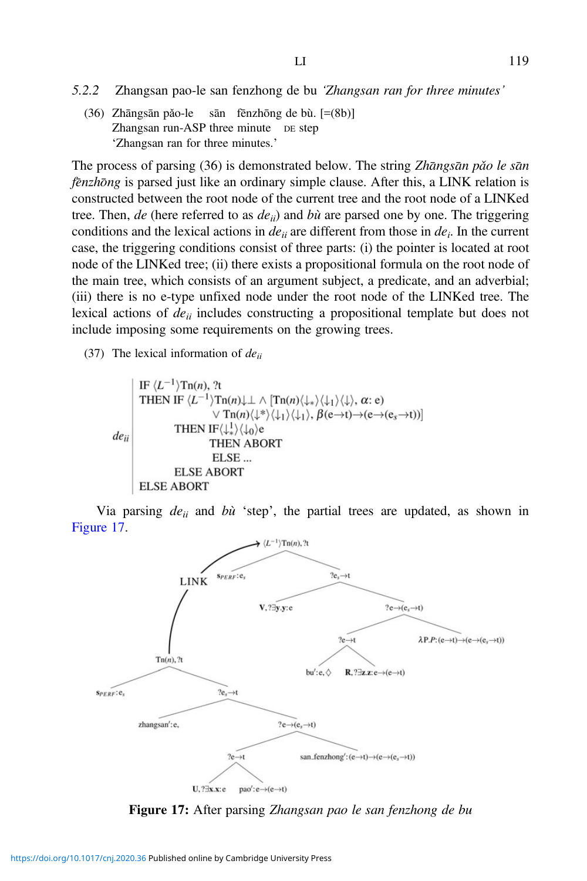### 5.2.2 Zhangsan pao-le san fenzhong de bu *'Zhangsan ran for three minutes'*

(36) Zhāngsān pǎo-le sān fēnzhōng de bù. [=(8b)]
Zhangsan run-ASP three minute DE step
'Zhangsan ran for three minutes.'

The process of parsing (36) is demonstrated below. The string *Zhāngsān pǎo le sān fēnzhōng* is parsed just like an ordinary simple clause. After this, a LINK relation is constructed between the root node of the current tree and the root node of a LINKed tree. Then, *de* (here referred to as $de_{ii}$) and *bù* are parsed one by one. The triggering conditions and the lexical actions in $de_{ii}$ are different from those in $de_i$. In the current case, the triggering conditions consist of three parts: (i) the pointer is located at root node of the LINKed tree; (ii) there exists a propositional formula on the root node of the main tree, which consists of an argument subject, a predicate, and an adverbial; (iii) there is no e-type unfixed node under the root node of the LINKed tree. The lexical actions of $de_{ii}$ includes constructing a propositional template but does not include imposing some requirements on the growing trees.

(37) The lexical information of $de_{ii}$

$de_{ii}$
- IF $\langle L^{-1}\rangle Tn(n)$, ?t
- THEN IF $\langle L^{-1}\rangle Tn(n)\downarrow\bot \wedge [Tn(n)\langle\downarrow_*\rangle\langle\downarrow_1\rangle\langle\downarrow\rangle, \alpha\text{: e})$
  $\vee\ Tn(n)\langle\downarrow^*\rangle\langle\downarrow_1\rangle\langle\downarrow_1\rangle, \beta(e\to t)\to(e\to(e_s\to t))]$
  - THEN IF$\langle\downarrow^1_*\rangle\langle\downarrow_0\rangle$e
    - THEN ABORT
    - ELSE ...
  - ELSE ABORT
- ELSE ABORT

Via parsing $de_{ii}$ and *bù* 'step', the partial trees are updated, as shown in Figure 17.

**Figure 17:** After parsing *Zhangsan pao le san fenzhong de bu*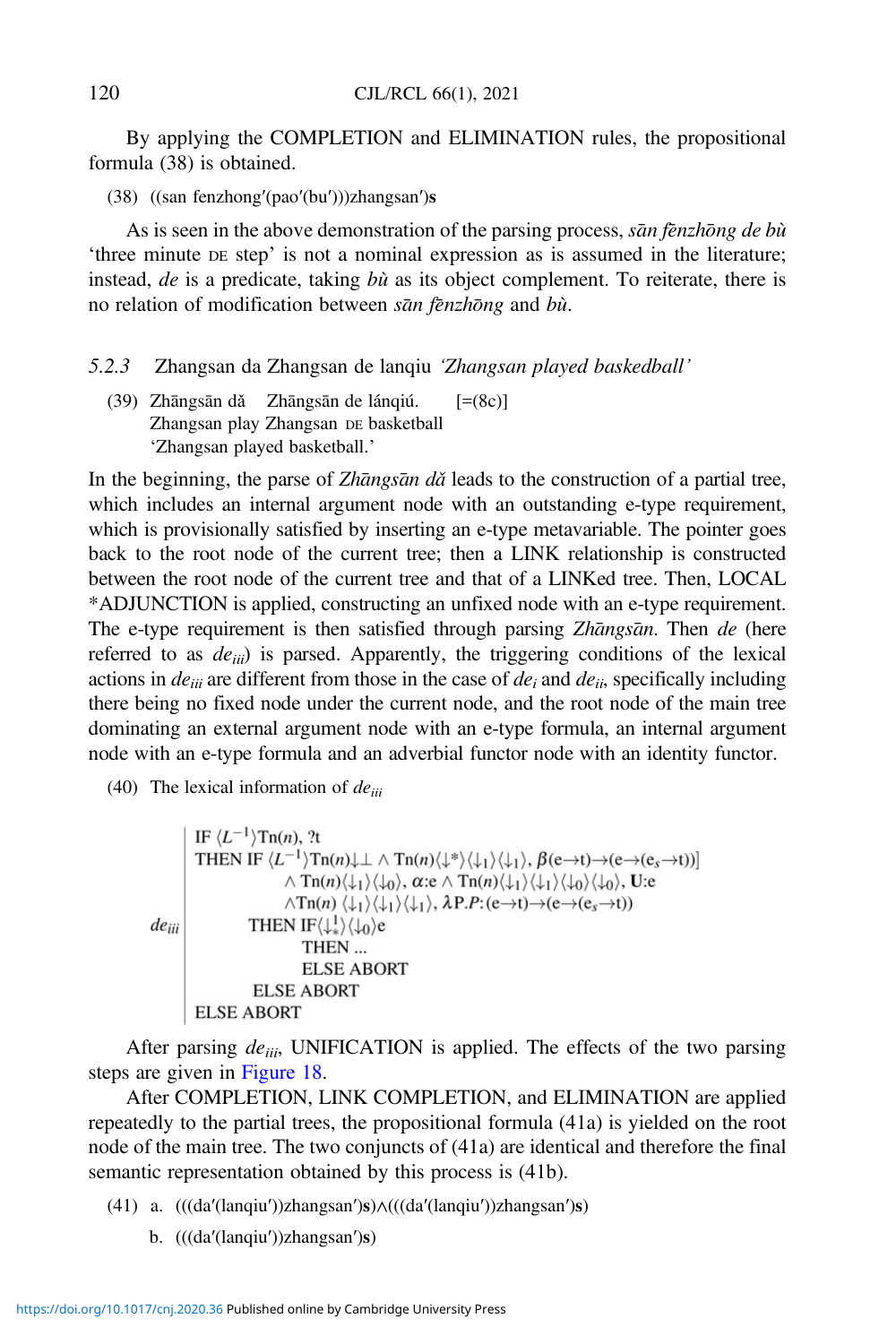By applying the COMPLETION and ELIMINATION rules, the propositional formula (38) is obtained.

(38) ((san fenzhong′(pao′(bu′)))zhangsan′)**s**

As is seen in the above demonstration of the parsing process, *sān fēnzhōng de bù* 'three minute DE step' is not a nominal expression as is assumed in the literature; instead, *de* is a predicate, taking *bù* as its object complement. To reiterate, there is no relation of modification between *sān fēnzhōng* and *bù*.

### 5.2.3 Zhangsan da Zhangsan de lanqiu *'Zhangsan played baskedball'*

(39) Zhāngsān dǎ Zhāngsān de lánqiú. [=(8c)]
Zhangsan play Zhangsan DE basketball
'Zhangsan played basketball.'

In the beginning, the parse of *Zhāngsān dǎ* leads to the construction of a partial tree, which includes an internal argument node with an outstanding e-type requirement, which is provisionally satisfied by inserting an e-type metavariable. The pointer goes back to the root node of the current tree; then a LINK relationship is constructed between the root node of the current tree and that of a LINKed tree. Then, LOCAL *ADJUNCTION is applied, constructing an unfixed node with an e-type requirement. The e-type requirement is then satisfied through parsing *Zhāngsān*. Then *de* (here referred to as $de_{iii}$) is parsed. Apparently, the triggering conditions of the lexical actions in $de_{iii}$ are different from those in the case of $de_i$ and $de_{ii}$, specifically including there being no fixed node under the current node, and the root node of the main tree dominating an external argument node with an e-type formula, an internal argument node with an e-type formula and an adverbial functor node with an identity functor.

(40) The lexical information of $de_{iii}$

$$
de_{iii}\left|\begin{array}{l}
\text{IF } \langle L^{-1}\rangle \text{Tn}(n), ?\text{t} \\
\text{THEN IF } \langle L^{-1}\rangle \text{Tn}(n)\downarrow\bot \wedge \text{Tn}(n)\langle\downarrow^*\rangle\langle\downarrow_1\rangle\langle\downarrow_1\rangle, \beta(\text{e}\rightarrow\text{t})\rightarrow(\text{e}\rightarrow(\text{e}_s\rightarrow\text{t}))] \\
\qquad\qquad \wedge\ \text{Tn}(n)\langle\downarrow_1\rangle\langle\downarrow_0\rangle, \alpha{:}\text{e} \wedge \text{Tn}(n)\langle\downarrow_1\rangle\langle\downarrow_1\rangle\langle\downarrow_0\rangle\langle\downarrow_0\rangle, \mathbf{U}{:}\text{e} \\
\qquad\qquad \wedge \text{Tn}(n)\ \langle\downarrow_1\rangle\langle\downarrow_1\rangle\langle\downarrow_1\rangle, \lambda\text{P}.P{:}(\text{e}\rightarrow\text{t})\rightarrow(\text{e}\rightarrow(\text{e}_s\rightarrow\text{t})) \\
\qquad\quad \text{THEN IF}\langle\downarrow^!_*\rangle\langle\downarrow_0\rangle\text{e} \\
\qquad\qquad\quad \text{THEN} \ldots \\
\qquad\qquad\quad \text{ELSE ABORT} \\
\qquad\quad \text{ELSE ABORT} \\
\text{ELSE ABORT}
\end{array}\right.
$$

After parsing $de_{iii}$, UNIFICATION is applied. The effects of the two parsing steps are given in Figure 18.

After COMPLETION, LINK COMPLETION, and ELIMINATION are applied repeatedly to the partial trees, the propositional formula (41a) is yielded on the root node of the main tree. The two conjuncts of (41a) are identical and therefore the final semantic representation obtained by this process is (41b).

(41) a. (((da′(lanqiu′))zhangsan′)**s**)∧(((da′(lanqiu′))zhangsan′)**s**)

b. (((da′(lanqiu′))zhangsan′)**s**)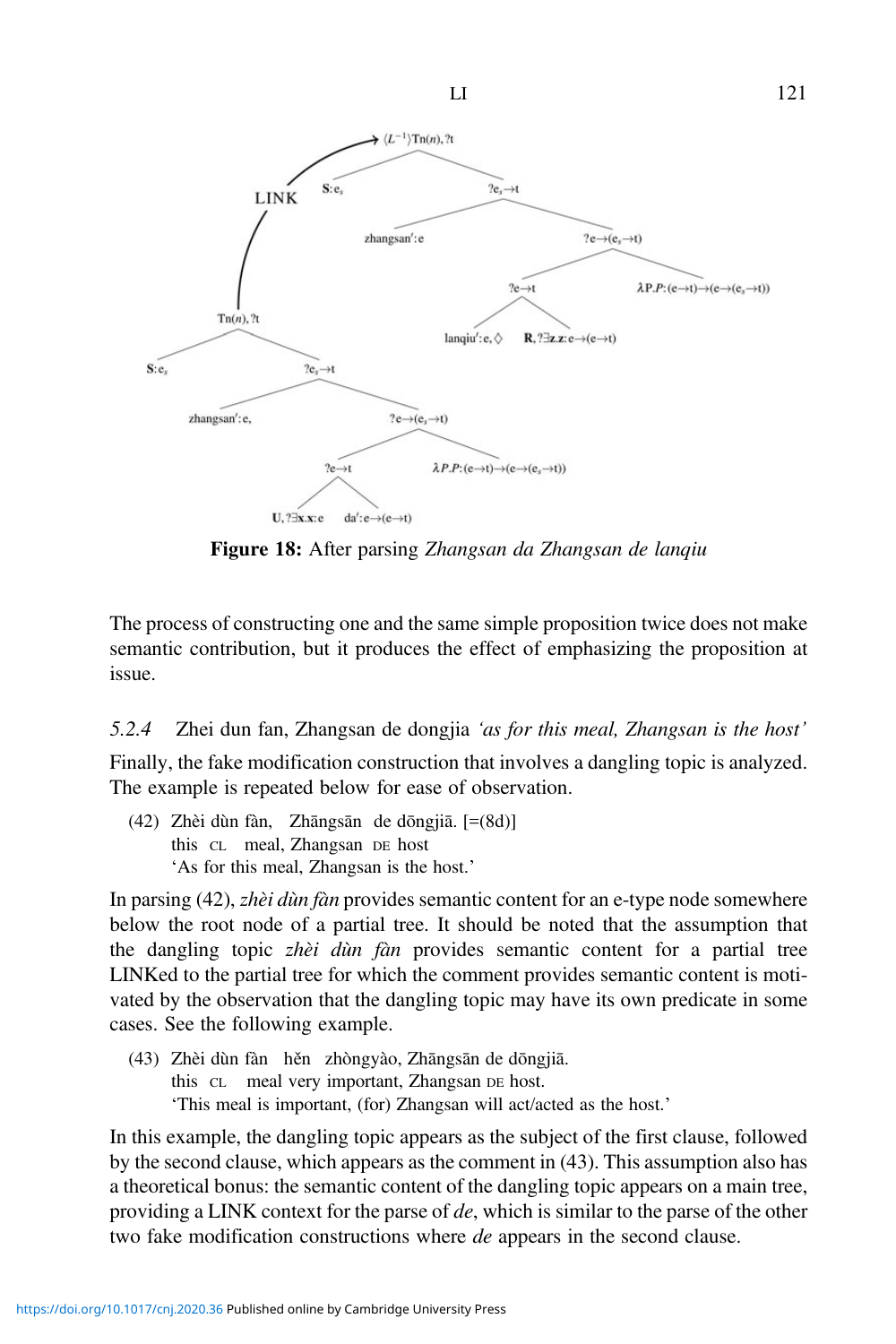Figure 18: After parsing *Zhangsan da Zhangsan de lanqiu*

The process of constructing one and the same simple proposition twice does not make semantic contribution, but it produces the effect of emphasizing the proposition at issue.

### *5.2.4* Zhei dun fan, Zhangsan de dongjia *'as for this meal, Zhangsan is the host'*

Finally, the fake modification construction that involves a dangling topic is analyzed. The example is repeated below for ease of observation.

(42) Zhèi dùn fàn, Zhāngsān de dōngjiā. [=(8d)]
this CL meal, Zhangsan DE host
'As for this meal, Zhangsan is the host.'

In parsing (42), *zhèi dùn fàn* provides semantic content for an e-type node somewhere below the root node of a partial tree. It should be noted that the assumption that the dangling topic *zhèi dùn fàn* provides semantic content for a partial tree LINKed to the partial tree for which the comment provides semantic content is motivated by the observation that the dangling topic may have its own predicate in some cases. See the following example.

(43) Zhèi dùn fàn hěn zhòngyào, Zhāngsān de dōngjiā.
this CL meal very important, Zhangsan DE host.
'This meal is important, (for) Zhangsan will act/acted as the host.'

In this example, the dangling topic appears as the subject of the first clause, followed by the second clause, which appears as the comment in (43). This assumption also has a theoretical bonus: the semantic content of the dangling topic appears on a main tree, providing a LINK context for the parse of *de*, which is similar to the parse of the other two fake modification constructions where *de* appears in the second clause.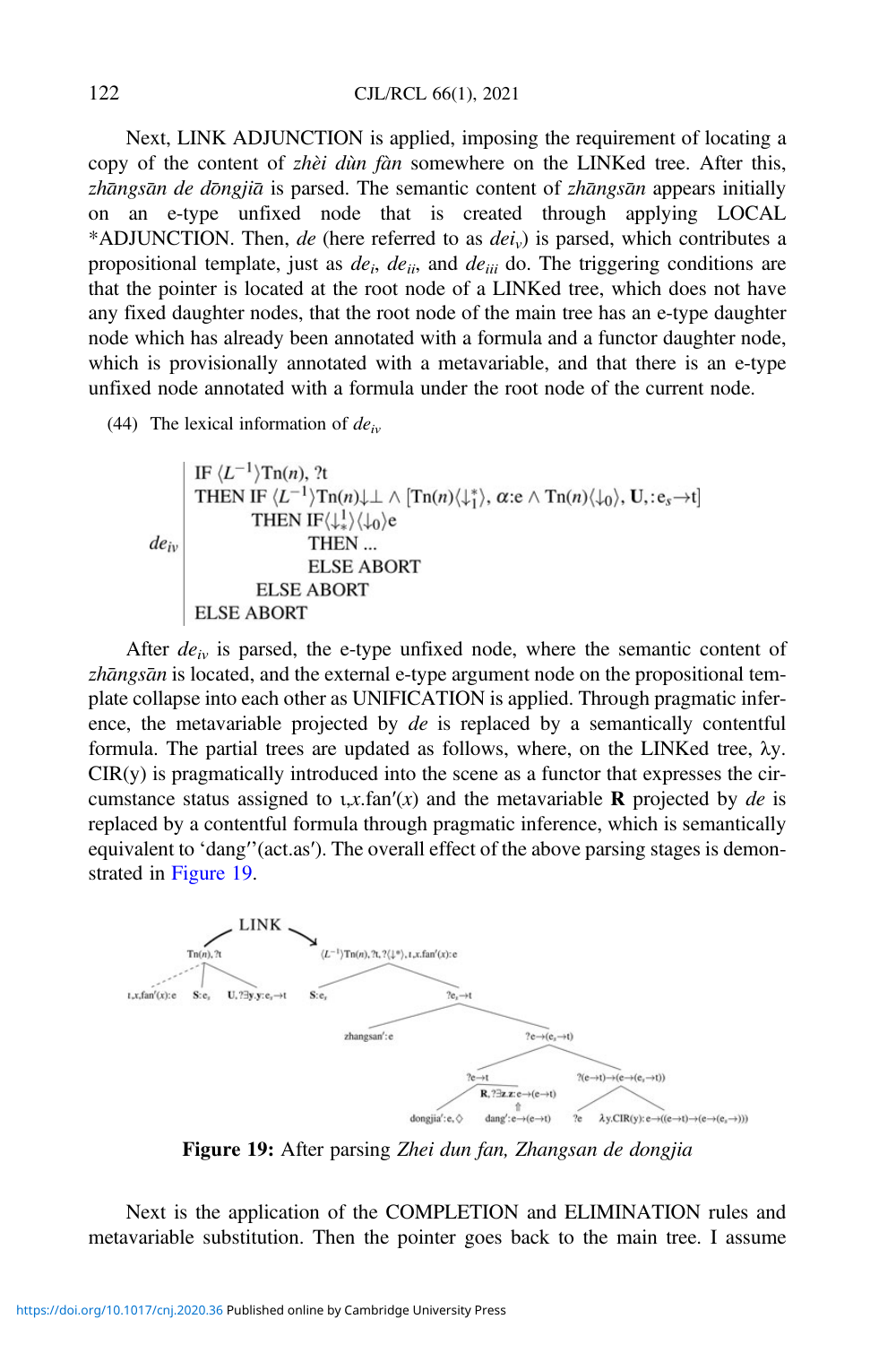Next, LINK ADJUNCTION is applied, imposing the requirement of locating a copy of the content of *zhèi dùn fàn* somewhere on the LINKed tree. After this, *zhāngsān de dōngjiā* is parsed. The semantic content of *zhāngsān* appears initially on an e-type unfixed node that is created through applying LOCAL *ADJUNCTION. Then, *de* (here referred to as $de_v$) is parsed, which contributes a propositional template, just as $de_i$, $de_{ii}$, and $de_{iii}$ do. The triggering conditions are that the pointer is located at the root node of a LINKed tree, which does not have any fixed daughter nodes, that the root node of the main tree has an e-type daughter node which has already been annotated with a formula and a functor daughter node, which is provisionally annotated with a metavariable, and that there is an e-type unfixed node annotated with a formula under the root node of the current node.

(44) The lexical information of $de_{iv}$

$$
de_{iv} \left| \begin{array}{l}
\text{IF } \langle L^{-1}\rangle \text{Tn}(n), ?\text{t} \\
\text{THEN IF } \langle L^{-1}\rangle \text{Tn}(n)\downarrow\bot \wedge [\text{Tn}(n)\langle\downarrow_1^*\rangle, \alpha\text{:e} \wedge \text{Tn}(n)\langle\downarrow_0\rangle, \mathbf{U}, \text{:e}_s\rightarrow\text{t}] \\
\qquad \text{THEN IF} \langle\downarrow_*^1\rangle\langle\downarrow_0\rangle\text{e} \\
\qquad\qquad \text{THEN} \ldots \\
\qquad\qquad \text{ELSE ABORT} \\
\qquad \text{ELSE ABORT} \\
\text{ELSE ABORT}
\end{array}\right.
$$

After $de_{iv}$ is parsed, the e-type unfixed node, where the semantic content of *zhāngsān* is located, and the external e-type argument node on the propositional template collapse into each other as UNIFICATION is applied. Through pragmatic inference, the metavariable projected by *de* is replaced by a semantically contentful formula. The partial trees are updated as follows, where, on the LINKed tree, λy. CIR(y) is pragmatically introduced into the scene as a functor that expresses the circumstance status assigned to ɩ,x.fan′(x) and the metavariable **R** projected by *de* is replaced by a contentful formula through pragmatic inference, which is semantically equivalent to 'dang′′(act.as′). The overall effect of the above parsing stages is demonstrated in Figure 19.

**Figure 19:** After parsing *Zhei dun fan, Zhangsan de dongjia*

Next is the application of the COMPLETION and ELIMINATION rules and metavariable substitution. Then the pointer goes back to the main tree. I assume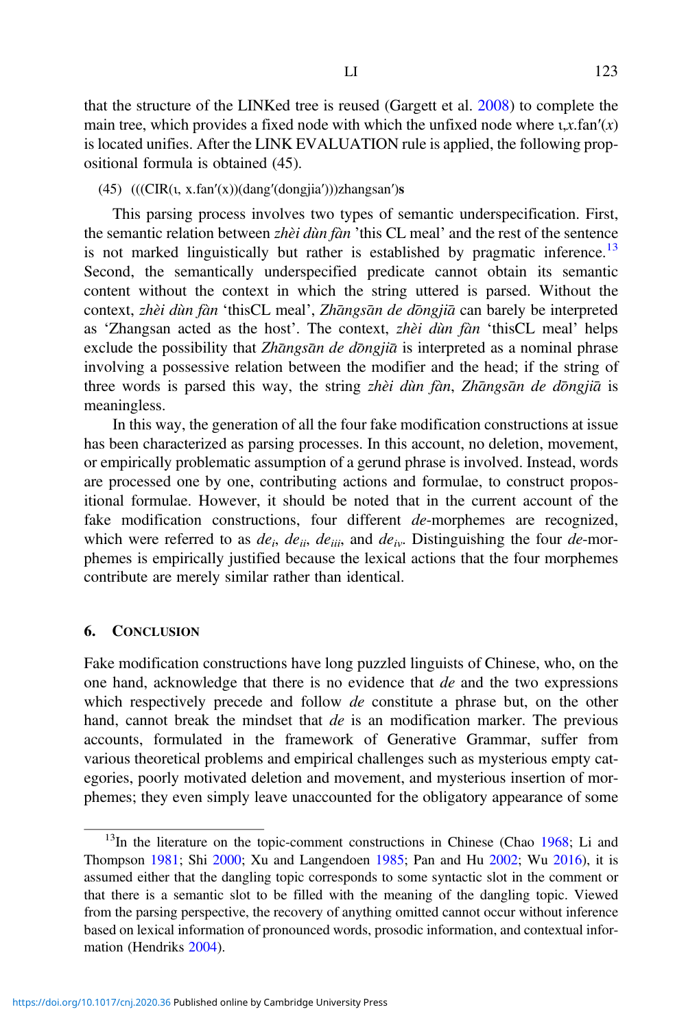that the structure of the LINKed tree is reused (Gargett et al. 2008) to complete the main tree, which provides a fixed node with which the unfixed node where ɩ,*x*.fan′(*x*) is located unifies. After the LINK EVALUATION rule is applied, the following propositional formula is obtained (45).

(45) (((CIR(ɩ, x.fan′(x))(dang′(dongjia′)))zhangsan′)**s**

This parsing process involves two types of semantic underspecification. First, the semantic relation between *zhèi dùn fàn* 'this CL meal' and the rest of the sentence is not marked linguistically but rather is established by pragmatic inference.[13] Second, the semantically underspecified predicate cannot obtain its semantic content without the context in which the string uttered is parsed. Without the context, *zhèi dùn fàn* 'thisCL meal', *Zhāngsān de dōngjiā* can barely be interpreted as 'Zhangsan acted as the host'. The context, *zhèi dùn fàn* 'thisCL meal' helps exclude the possibility that *Zhāngsān de dōngjiā* is interpreted as a nominal phrase involving a possessive relation between the modifier and the head; if the string of three words is parsed this way, the string *zhèi dùn fàn*, *Zhāngsān de dōngjiā* is meaningless.

In this way, the generation of all the four fake modification constructions at issue has been characterized as parsing processes. In this account, no deletion, movement, or empirically problematic assumption of a gerund phrase is involved. Instead, words are processed one by one, contributing actions and formulae, to construct propositional formulae. However, it should be noted that in the current account of the fake modification constructions, four different *de*-morphemes are recognized, which were referred to as $de_i$, $de_{ii}$, $de_{iii}$, and $de_{iv}$. Distinguishing the four *de*-morphemes is empirically justified because the lexical actions that the four morphemes contribute are merely similar rather than identical.

## 6. Conclusion

Fake modification constructions have long puzzled linguists of Chinese, who, on the one hand, acknowledge that there is no evidence that *de* and the two expressions which respectively precede and follow *de* constitute a phrase but, on the other hand, cannot break the mindset that *de* is an modification marker. The previous accounts, formulated in the framework of Generative Grammar, suffer from various theoretical problems and empirical challenges such as mysterious empty categories, poorly motivated deletion and movement, and mysterious insertion of morphemes; they even simply leave unaccounted for the obligatory appearance of some

[13] In the literature on the topic-comment constructions in Chinese (Chao 1968; Li and Thompson 1981; Shi 2000; Xu and Langendoen 1985; Pan and Hu 2002; Wu 2016), it is assumed either that the dangling topic corresponds to some syntactic slot in the comment or that there is a semantic slot to be filled with the meaning of the dangling topic. Viewed from the parsing perspective, the recovery of anything omitted cannot occur without inference based on lexical information of pronounced words, prosodic information, and contextual information (Hendriks 2004).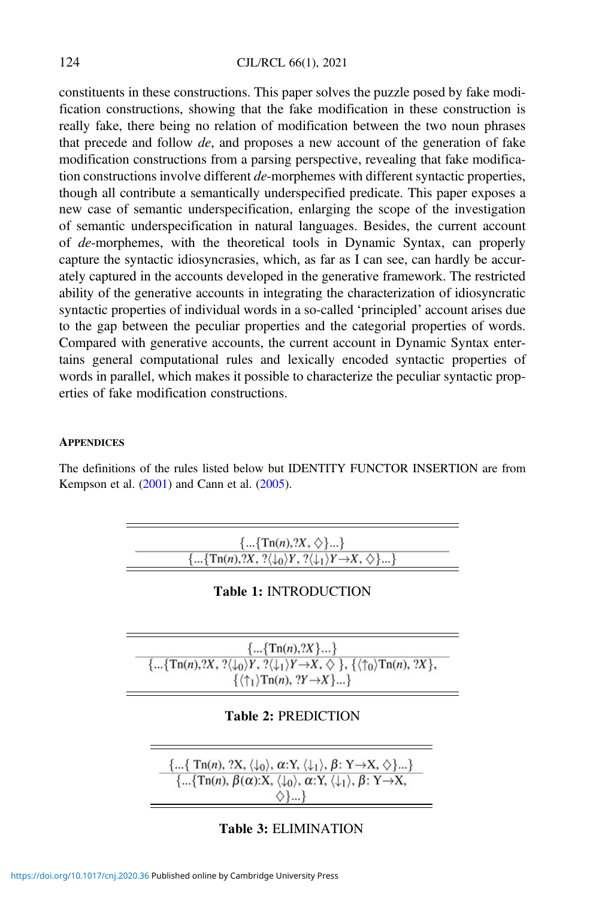constituents in these constructions. This paper solves the puzzle posed by fake modification constructions, showing that the fake modification in these construction is really fake, there being no relation of modification between the two noun phrases that precede and follow *de*, and proposes a new account of the generation of fake modification constructions from a parsing perspective, revealing that fake modification constructions involve different *de*-morphemes with different syntactic properties, though all contribute a semantically underspecified predicate. This paper exposes a new case of semantic underspecification, enlarging the scope of the investigation of semantic underspecification in natural languages. Besides, the current account of *de*-morphemes, with the theoretical tools in Dynamic Syntax, can properly capture the syntactic idiosyncrasies, which, as far as I can see, can hardly be accurately captured in the accounts developed in the generative framework. The restricted ability of the generative accounts in integrating the characterization of idiosyncratic syntactic properties of individual words in a so-called 'principled' account arises due to the gap between the peculiar properties and the categorial properties of words. Compared with generative accounts, the current account in Dynamic Syntax entertains general computational rules and lexically encoded syntactic properties of words in parallel, which makes it possible to characterize the peculiar syntactic properties of fake modification constructions.

### Appendices

The definitions of the rules listed below but IDENTITY FUNCTOR INSERTION are from Kempson et al. (2001) and Cann et al. (2005).

$$\frac{\{...\{Tn(n), ?X, \diamond\}...\}}{\{...\{Tn(n), ?X, ?\langle\downarrow_0\rangle Y, ?\langle\downarrow_1\rangle Y \rightarrow X, \diamond\}...\}}$$

**Table 1:** INTRODUCTION

$$\frac{\{...\{Tn(n), ?X\}...\}}{\{...\{Tn(n), ?X, ?\langle\downarrow_0\rangle Y, ?\langle\downarrow_1\rangle Y \rightarrow X, \diamond\}, \{\langle\uparrow_0\rangle Tn(n), ?X\}, \{\langle\uparrow_1\rangle Tn(n), ?Y \rightarrow X\}...\}}$$

**Table 2:** PREDICTION

$$\frac{\{...\{Tn(n), ?X, \langle\downarrow_0\rangle, \alpha\text{:Y}, \langle\downarrow_1\rangle, \beta\text{: Y} \rightarrow \text{X}, \diamond\}...\}}{\{...\{Tn(n), \beta(\alpha)\text{:X}, \langle\downarrow_0\rangle, \alpha\text{:Y}, \langle\downarrow_1\rangle, \beta\text{: Y} \rightarrow \text{X}, \diamond\}...\}}$$

**Table 3:** ELIMINATION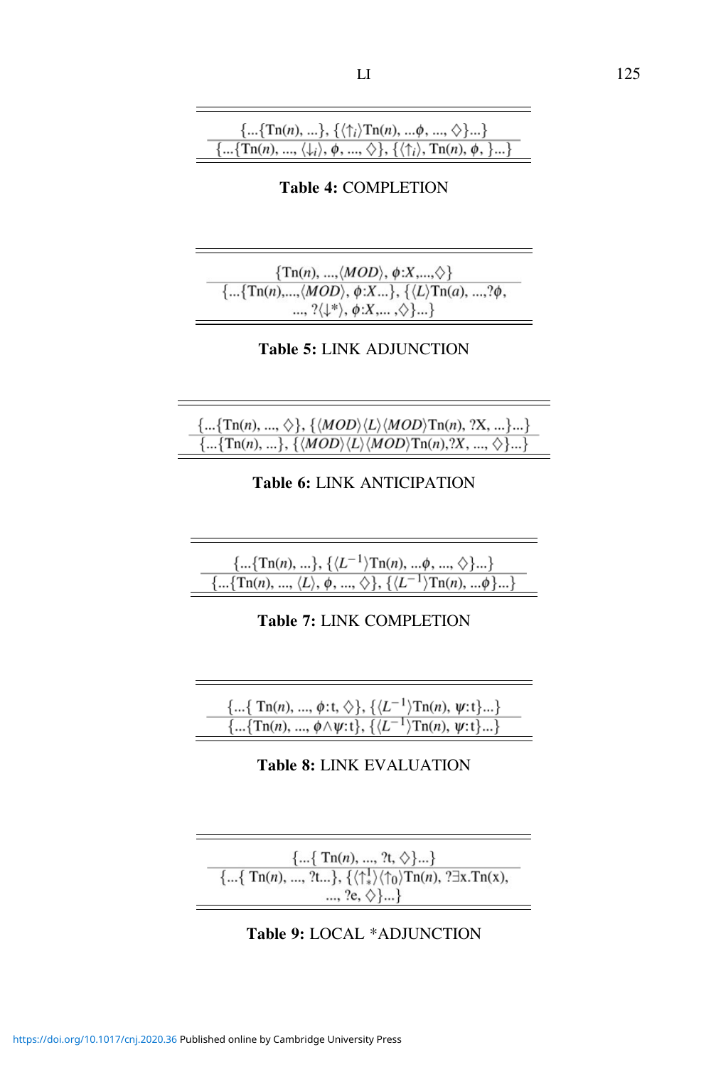$$\frac{\{...\{\mathrm{Tn}(n), ...\}, \{\langle\uparrow_i\rangle\mathrm{Tn}(n), ...\phi, ..., \diamondsuit\}...\}}{\{...\{\mathrm{Tn}(n), ..., \langle\downarrow_i\rangle, \phi, ..., \diamondsuit\}, \{\langle\uparrow_i\rangle, \mathrm{Tn}(n), \phi, \}...\}}$$

**Table 4:** COMPLETION

$$\frac{\{\mathrm{Tn}(n), ..., \langle MOD\rangle, \phi{:}X, ..., \diamondsuit\}}{\{...\{\mathrm{Tn}(n), ..., \langle MOD\rangle, \phi{:}X...\}, \{\langle L\rangle\mathrm{Tn}(a), ..., ?\phi, ..., ?\langle\downarrow^*\rangle, \phi{:}X, ..., \diamondsuit\}...\}}$$

**Table 5:** LINK ADJUNCTION

$$\frac{\{...\{\mathrm{Tn}(n), ..., \diamondsuit\}, \{\langle MOD\rangle\langle L\rangle\langle MOD\rangle\mathrm{Tn}(n), ?\mathrm{X}, ...\}...\}}{\{...\{\mathrm{Tn}(n), ...\}, \{\langle MOD\rangle\langle L\rangle\langle MOD\rangle\mathrm{Tn}(n), ?X, ..., \diamondsuit\}...\}}$$

**Table 6:** LINK ANTICIPATION

$$\frac{\{...\{\mathrm{Tn}(n), ...\}, \{\langle L^{-1}\rangle\mathrm{Tn}(n), ...\phi, ..., \diamondsuit\}...\}}{\{...\{\mathrm{Tn}(n), ..., \langle L\rangle, \phi, ..., \diamondsuit\}, \{\langle L^{-1}\rangle\mathrm{Tn}(n), ...\phi\}...\}}$$

**Table 7:** LINK COMPLETION

$$\frac{\{...\{\mathrm{Tn}(n), ..., \phi{:}\mathrm{t}, \diamondsuit\}, \{\langle L^{-1}\rangle\mathrm{Tn}(n), \psi{:}\mathrm{t}\}...\}}{\{...\{\mathrm{Tn}(n), ..., \phi\wedge\psi{:}\mathrm{t}\}, \{\langle L^{-1}\rangle\mathrm{Tn}(n), \psi{:}\mathrm{t}\}...\}}$$

**Table 8:** LINK EVALUATION

$$\frac{\{...\{\mathrm{Tn}(n), ..., ?\mathrm{t}, \diamondsuit\}...\}}{\{...\{\mathrm{Tn}(n), ..., ?\mathrm{t}...\}, \{\langle\uparrow_*^1\rangle\langle\uparrow_0\rangle\mathrm{Tn}(n), ?\exists \mathrm{x}.\mathrm{Tn}(\mathrm{x}), ..., ?\mathrm{e}, \diamondsuit\}...\}}$$

**Table 9:** LOCAL *ADJUNCTION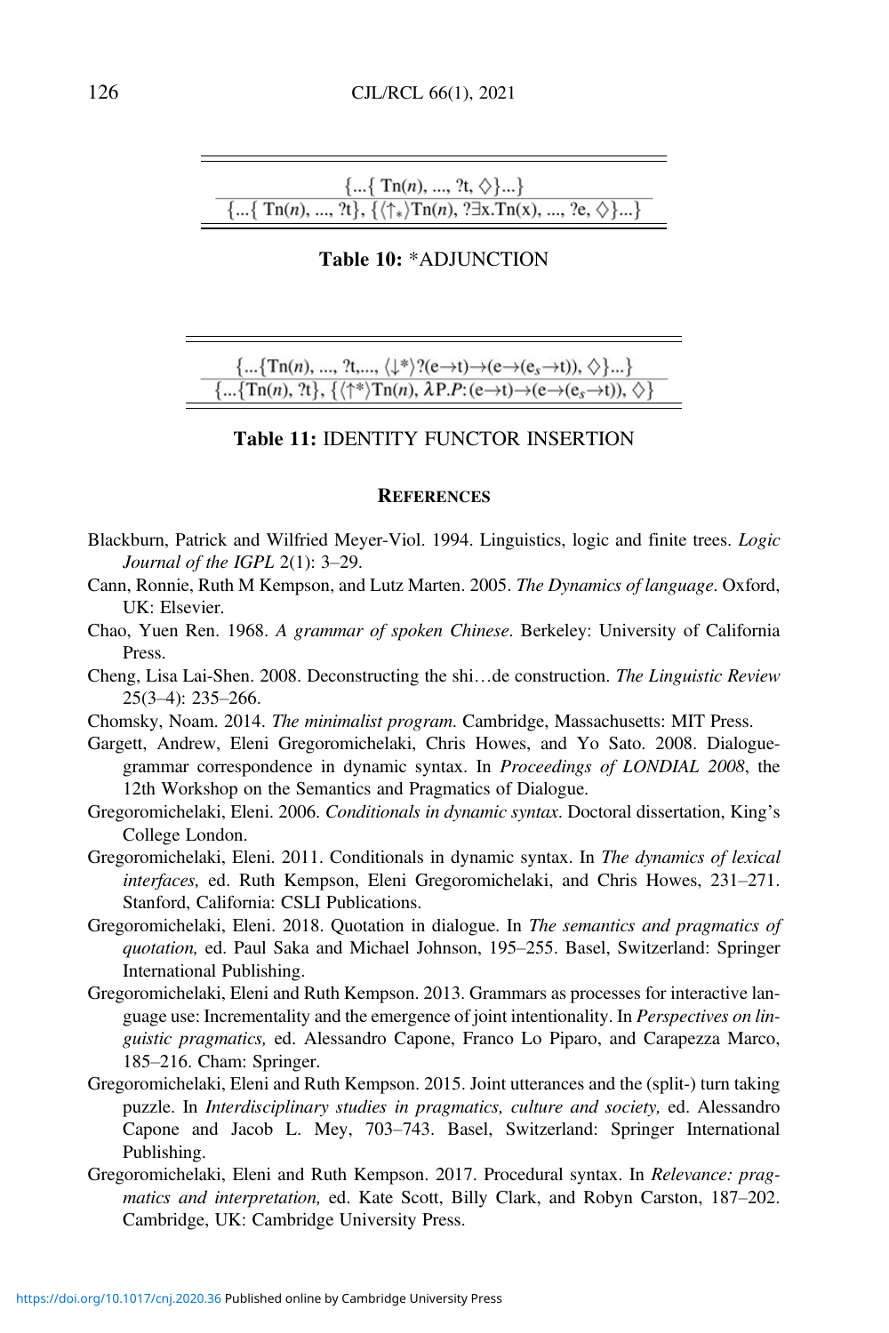$$\frac{\{...\{\ Tn(n),\ ...,\ ?t,\ \diamondsuit\}...\}}{\{...\{\ Tn(n),\ ...,\ ?t\},\ \{\langle\uparrow_*\rangle Tn(n),\ ?\exists x.Tn(x),\ ...,\ ?e,\ \diamondsuit\}...\}}$$

**Table 10:** *ADJUNCTION

$$\frac{\{...\{Tn(n),\ ...,\ ?t,...,\ \langle\downarrow^*\rangle ?(e\rightarrow t)\rightarrow(e\rightarrow(e_s\rightarrow t)),\ \diamondsuit\}...\}}{\{...\{Tn(n),\ ?t\},\ \{\langle\uparrow^*\rangle Tn(n),\ \lambda P.P{:}(e\rightarrow t)\rightarrow(e\rightarrow(e_s\rightarrow t)),\ \diamondsuit\}}$$

**Table 11:** IDENTITY FUNCTOR INSERTION

## References

Blackburn, Patrick and Wilfried Meyer-Viol. 1994. Linguistics, logic and finite trees. *Logic Journal of the IGPL* 2(1): 3–29.

Cann, Ronnie, Ruth M Kempson, and Lutz Marten. 2005. *The Dynamics of language*. Oxford, UK: Elsevier.

Chao, Yuen Ren. 1968. *A grammar of spoken Chinese*. Berkeley: University of California Press.

Cheng, Lisa Lai-Shen. 2008. Deconstructing the shi…de construction. *The Linguistic Review* 25(3–4): 235–266.

Chomsky, Noam. 2014. *The minimalist program*. Cambridge, Massachusetts: MIT Press.

Gargett, Andrew, Eleni Gregoromichelaki, Chris Howes, and Yo Sato. 2008. Dialogue-grammar correspondence in dynamic syntax. In *Proceedings of LONDIAL 2008*, the 12th Workshop on the Semantics and Pragmatics of Dialogue.

Gregoromichelaki, Eleni. 2006. *Conditionals in dynamic syntax*. Doctoral dissertation, King's College London.

Gregoromichelaki, Eleni. 2011. Conditionals in dynamic syntax. In *The dynamics of lexical interfaces,* ed. Ruth Kempson, Eleni Gregoromichelaki, and Chris Howes, 231–271. Stanford, California: CSLI Publications.

Gregoromichelaki, Eleni. 2018. Quotation in dialogue. In *The semantics and pragmatics of quotation,* ed. Paul Saka and Michael Johnson, 195–255. Basel, Switzerland: Springer International Publishing.

Gregoromichelaki, Eleni and Ruth Kempson. 2013. Grammars as processes for interactive language use: Incrementality and the emergence of joint intentionality. In *Perspectives on linguistic pragmatics,* ed. Alessandro Capone, Franco Lo Piparo, and Carapezza Marco, 185–216. Cham: Springer.

Gregoromichelaki, Eleni and Ruth Kempson. 2015. Joint utterances and the (split-) turn taking puzzle. In *Interdisciplinary studies in pragmatics, culture and society,* ed. Alessandro Capone and Jacob L. Mey, 703–743. Basel, Switzerland: Springer International Publishing.

Gregoromichelaki, Eleni and Ruth Kempson. 2017. Procedural syntax. In *Relevance: pragmatics and interpretation,* ed. Kate Scott, Billy Clark, and Robyn Carston, 187–202. Cambridge, UK: Cambridge University Press.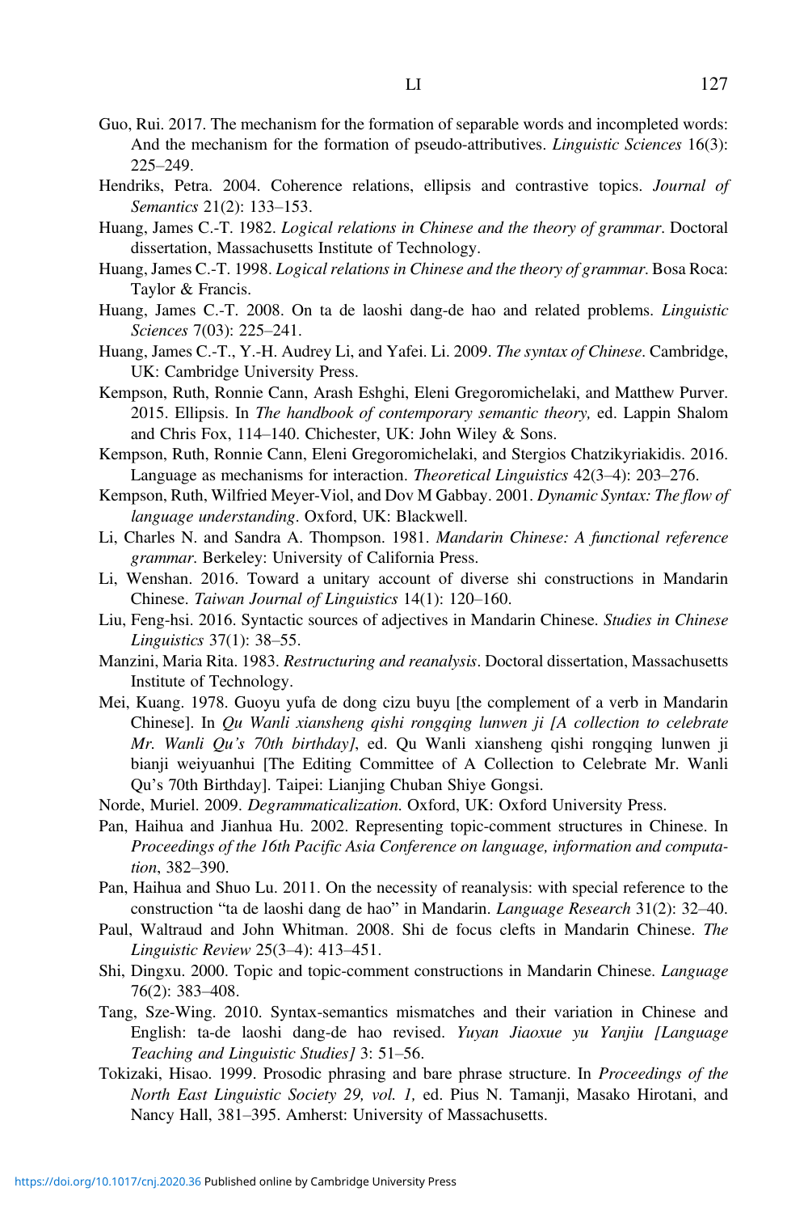Guo, Rui. 2017. The mechanism for the formation of separable words and incompleted words: And the mechanism for the formation of pseudo-attributives. *Linguistic Sciences* 16(3): 225–249.

Hendriks, Petra. 2004. Coherence relations, ellipsis and contrastive topics. *Journal of Semantics* 21(2): 133–153.

Huang, James C.-T. 1982. *Logical relations in Chinese and the theory of grammar*. Doctoral dissertation, Massachusetts Institute of Technology.

Huang, James C.-T. 1998. *Logical relations in Chinese and the theory of grammar*. Bosa Roca: Taylor & Francis.

Huang, James C.-T. 2008. On ta de laoshi dang-de hao and related problems. *Linguistic Sciences* 7(03): 225–241.

Huang, James C.-T., Y.-H. Audrey Li, and Yafei. Li. 2009. *The syntax of Chinese*. Cambridge, UK: Cambridge University Press.

Kempson, Ruth, Ronnie Cann, Arash Eshghi, Eleni Gregoromichelaki, and Matthew Purver. 2015. Ellipsis. In *The handbook of contemporary semantic theory,* ed. Lappin Shalom and Chris Fox, 114–140. Chichester, UK: John Wiley & Sons.

Kempson, Ruth, Ronnie Cann, Eleni Gregoromichelaki, and Stergios Chatzikyriakidis. 2016. Language as mechanisms for interaction. *Theoretical Linguistics* 42(3–4): 203–276.

Kempson, Ruth, Wilfried Meyer-Viol, and Dov M Gabbay. 2001. *Dynamic Syntax: The flow of language understanding*. Oxford, UK: Blackwell.

Li, Charles N. and Sandra A. Thompson. 1981. *Mandarin Chinese: A functional reference grammar*. Berkeley: University of California Press.

Li, Wenshan. 2016. Toward a unitary account of diverse shi constructions in Mandarin Chinese. *Taiwan Journal of Linguistics* 14(1): 120–160.

Liu, Feng-hsi. 2016. Syntactic sources of adjectives in Mandarin Chinese. *Studies in Chinese Linguistics* 37(1): 38–55.

Manzini, Maria Rita. 1983. *Restructuring and reanalysis*. Doctoral dissertation, Massachusetts Institute of Technology.

Mei, Kuang. 1978. Guoyu yufa de dong cizu buyu [the complement of a verb in Mandarin Chinese]. In *Qu Wanli xiansheng qishi rongqing lunwen ji [A collection to celebrate Mr. Wanli Qu's 70th birthday]*, ed. Qu Wanli xiansheng qishi rongqing lunwen ji bianji weiyuanhui [The Editing Committee of A Collection to Celebrate Mr. Wanli Qu's 70th Birthday]. Taipei: Lianjing Chuban Shiye Gongsi.

Norde, Muriel. 2009. *Degrammaticalization*. Oxford, UK: Oxford University Press.

Pan, Haihua and Jianhua Hu. 2002. Representing topic-comment structures in Chinese. In *Proceedings of the 16th Pacific Asia Conference on language, information and computation*, 382–390.

Pan, Haihua and Shuo Lu. 2011. On the necessity of reanalysis: with special reference to the construction "ta de laoshi dang de hao" in Mandarin. *Language Research* 31(2): 32–40.

Paul, Waltraud and John Whitman. 2008. Shi de focus clefts in Mandarin Chinese. *The Linguistic Review* 25(3–4): 413–451.

Shi, Dingxu. 2000. Topic and topic-comment constructions in Mandarin Chinese. *Language* 76(2): 383–408.

Tang, Sze-Wing. 2010. Syntax-semantics mismatches and their variation in Chinese and English: ta-de laoshi dang-de hao revised. *Yuyan Jiaoxue yu Yanjiu [Language Teaching and Linguistic Studies]* 3: 51–56.

Tokizaki, Hisao. 1999. Prosodic phrasing and bare phrase structure. In *Proceedings of the North East Linguistic Society 29, vol. 1,* ed. Pius N. Tamanji, Masako Hirotani, and Nancy Hall, 381–395. Amherst: University of Massachusetts.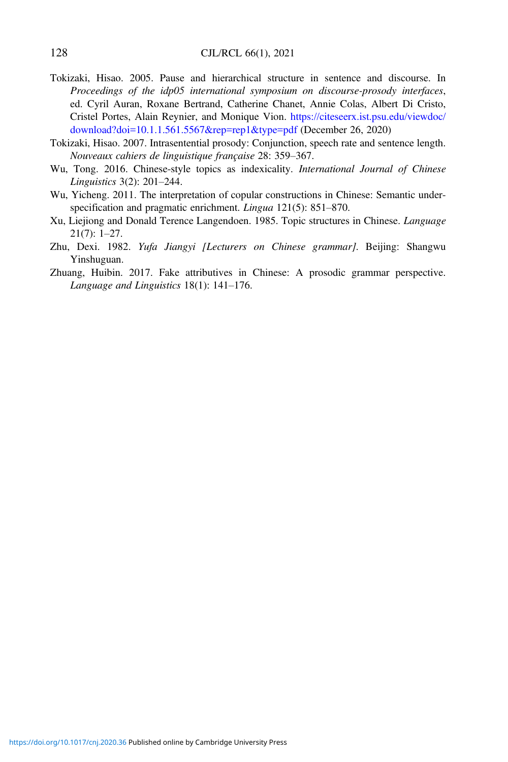Tokizaki, Hisao. 2005. Pause and hierarchical structure in sentence and discourse. In *Proceedings of the idp05 international symposium on discourse-prosody interfaces*, ed. Cyril Auran, Roxane Bertrand, Catherine Chanet, Annie Colas, Albert Di Cristo, Cristel Portes, Alain Reynier, and Monique Vion. https://citeseerx.ist.psu.edu/viewdoc/download?doi=10.1.1.561.5567&rep=rep1&type=pdf (December 26, 2020)

Tokizaki, Hisao. 2007. Intrasentential prosody: Conjunction, speech rate and sentence length. *Nouveaux cahiers de linguistique française* 28: 359–367.

Wu, Tong. 2016. Chinese-style topics as indexicality. *International Journal of Chinese Linguistics* 3(2): 201–244.

Wu, Yicheng. 2011. The interpretation of copular constructions in Chinese: Semantic underspecification and pragmatic enrichment. *Lingua* 121(5): 851–870.

Xu, Liejiong and Donald Terence Langendoen. 1985. Topic structures in Chinese. *Language* 21(7): 1–27.

Zhu, Dexi. 1982. *Yufa Jiangyi [Lecturers on Chinese grammar]*. Beijing: Shangwu Yinshuguan.

Zhuang, Huibin. 2017. Fake attributives in Chinese: A prosodic grammar perspective. *Language and Linguistics* 18(1): 141–176.